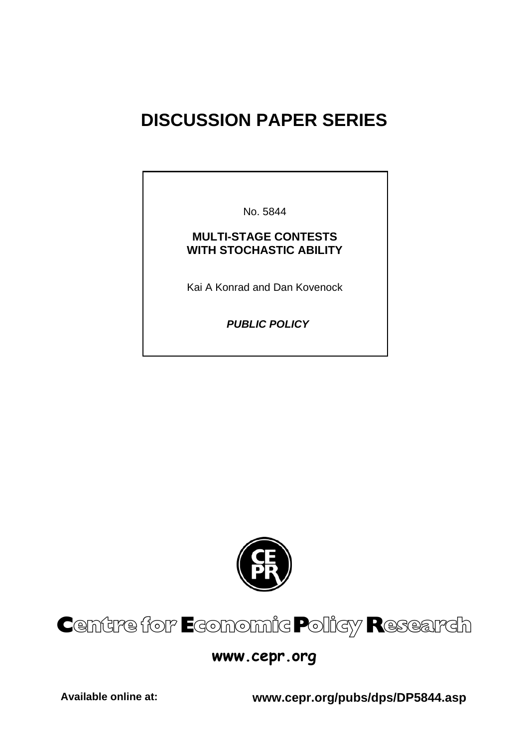# DISCUSSION PAPER SERIES

No. 5844

**MULTI-STAGE CONTESTS WITH STOCHASTIC ABILITY**

Kai A Konrad and Dan Kovenock

***PUBLIC POLICY***

Centre for Economic Policy Research

**www.cepr.org**

**Available online at:** **www.cepr.org/pubs/dps/DP5844.asp**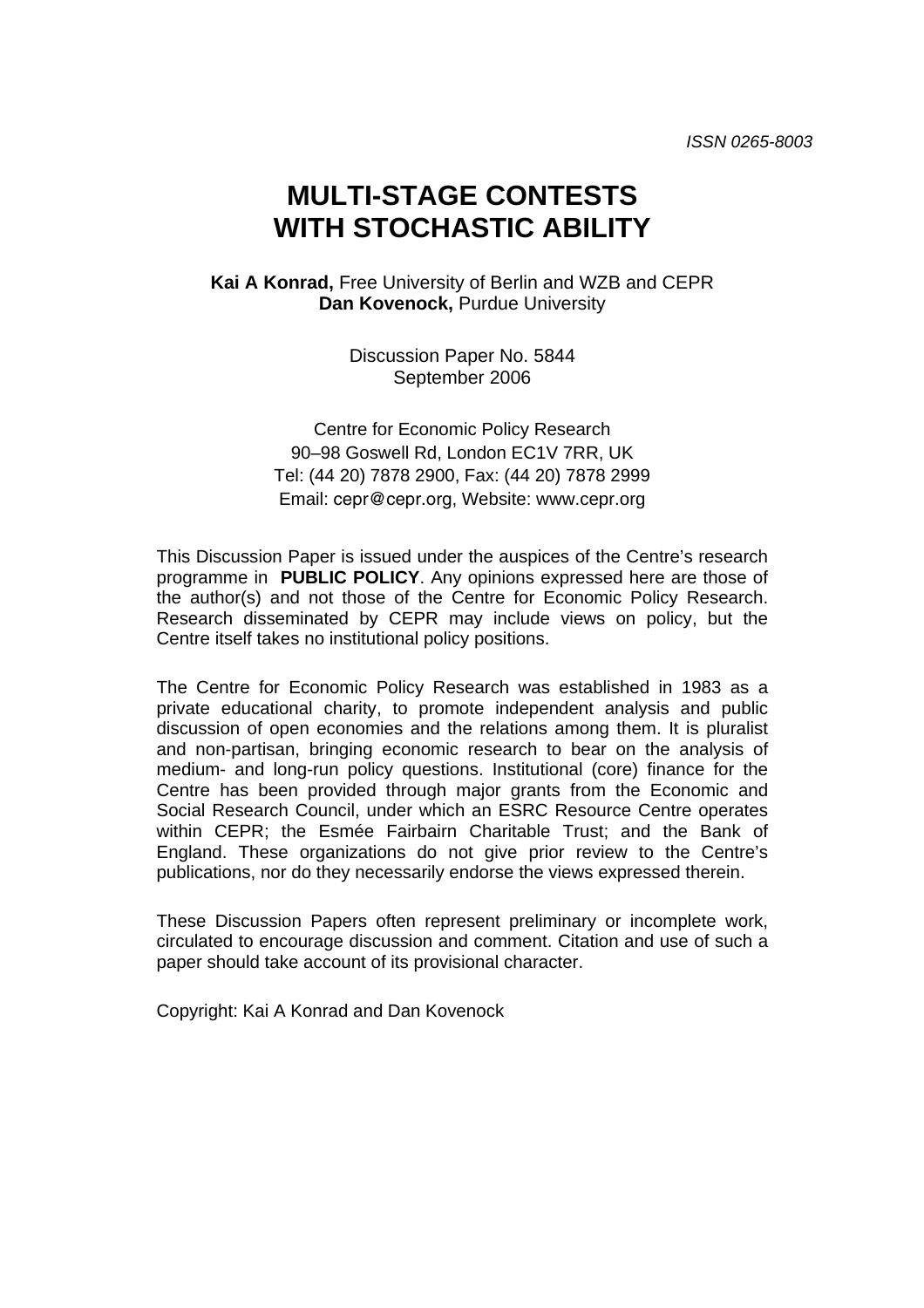ISSN 0265-8003

# MULTI-STAGE CONTESTS WITH STOCHASTIC ABILITY

**Kai A Konrad,** Free University of Berlin and WZB and CEPR
**Dan Kovenock,** Purdue University

Discussion Paper No. 5844
September 2006

Centre for Economic Policy Research
90–98 Goswell Rd, London EC1V 7RR, UK
Tel: (44 20) 7878 2900, Fax: (44 20) 7878 2999
Email: cepr@cepr.org, Website: www.cepr.org

This Discussion Paper is issued under the auspices of the Centre's research programme in **PUBLIC POLICY**. Any opinions expressed here are those of the author(s) and not those of the Centre for Economic Policy Research. Research disseminated by CEPR may include views on policy, but the Centre itself takes no institutional policy positions.

The Centre for Economic Policy Research was established in 1983 as a private educational charity, to promote independent analysis and public discussion of open economies and the relations among them. It is pluralist and non-partisan, bringing economic research to bear on the analysis of medium- and long-run policy questions. Institutional (core) finance for the Centre has been provided through major grants from the Economic and Social Research Council, under which an ESRC Resource Centre operates within CEPR; the Esmée Fairbairn Charitable Trust; and the Bank of England. These organizations do not give prior review to the Centre's publications, nor do they necessarily endorse the views expressed therein.

These Discussion Papers often represent preliminary or incomplete work, circulated to encourage discussion and comment. Citation and use of such a paper should take account of its provisional character.

Copyright: Kai A Konrad and Dan Kovenock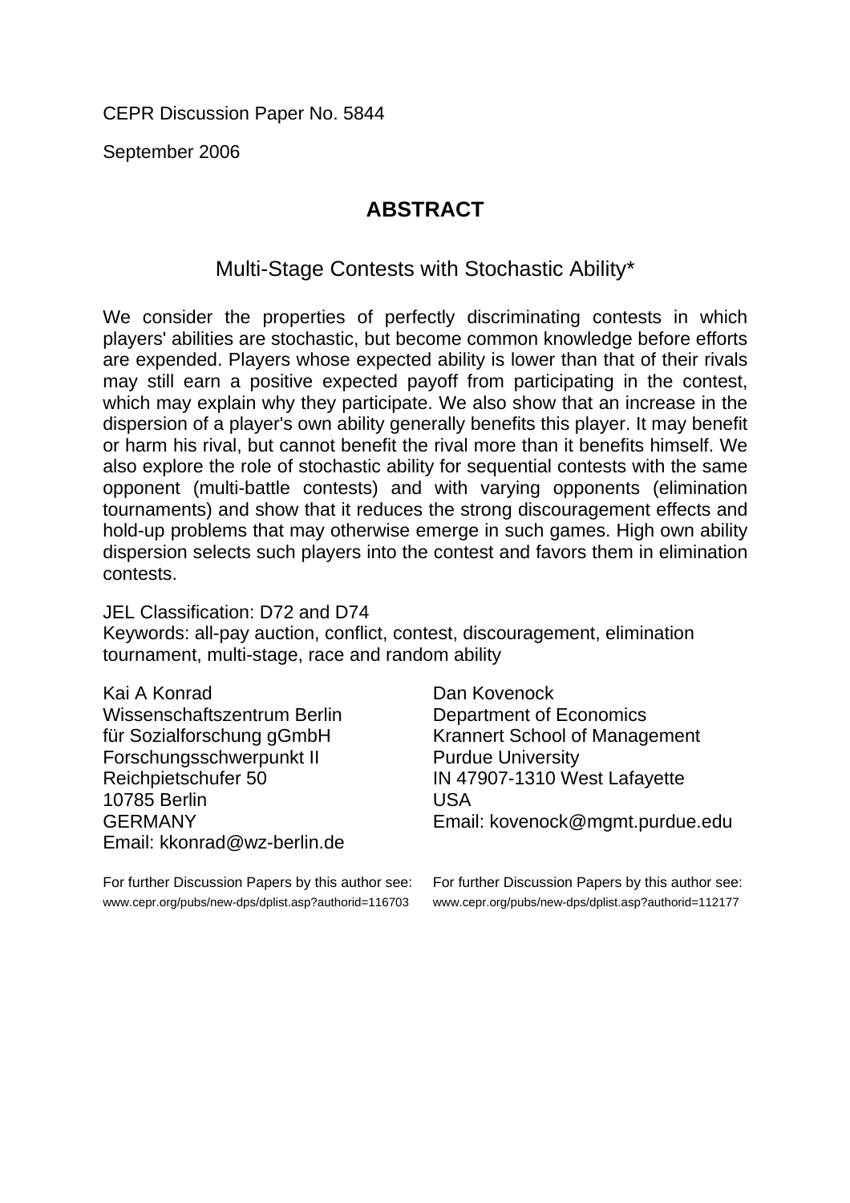CEPR Discussion Paper No. 5844

September 2006

## ABSTRACT

### Multi-Stage Contests with Stochastic Ability*

We consider the properties of perfectly discriminating contests in which players' abilities are stochastic, but become common knowledge before efforts are expended. Players whose expected ability is lower than that of their rivals may still earn a positive expected payoff from participating in the contest, which may explain why they participate. We also show that an increase in the dispersion of a player's own ability generally benefits this player. It may benefit or harm his rival, but cannot benefit the rival more than it benefits himself. We also explore the role of stochastic ability for sequential contests with the same opponent (multi-battle contests) and with varying opponents (elimination tournaments) and show that it reduces the strong discouragement effects and hold-up problems that may otherwise emerge in such games. High own ability dispersion selects such players into the contest and favors them in elimination contests.

JEL Classification: D72 and D74

Keywords: all-pay auction, conflict, contest, discouragement, elimination tournament, multi-stage, race and random ability

Kai A Konrad
Wissenschaftszentrum Berlin
für Sozialforschung gGmbH
Forschungsschwerpunkt II
Reichpietschufer 50
10785 Berlin
GERMANY
Email: kkonrad@wz-berlin.de

For further Discussion Papers by this author see:
www.cepr.org/pubs/new-dps/dplist.asp?authorid=116703

Dan Kovenock
Department of Economics
Krannert School of Management
Purdue University
IN 47907-1310 West Lafayette
USA
Email: kovenock@mgmt.purdue.edu

For further Discussion Papers by this author see:
www.cepr.org/pubs/new-dps/dplist.asp?authorid=112177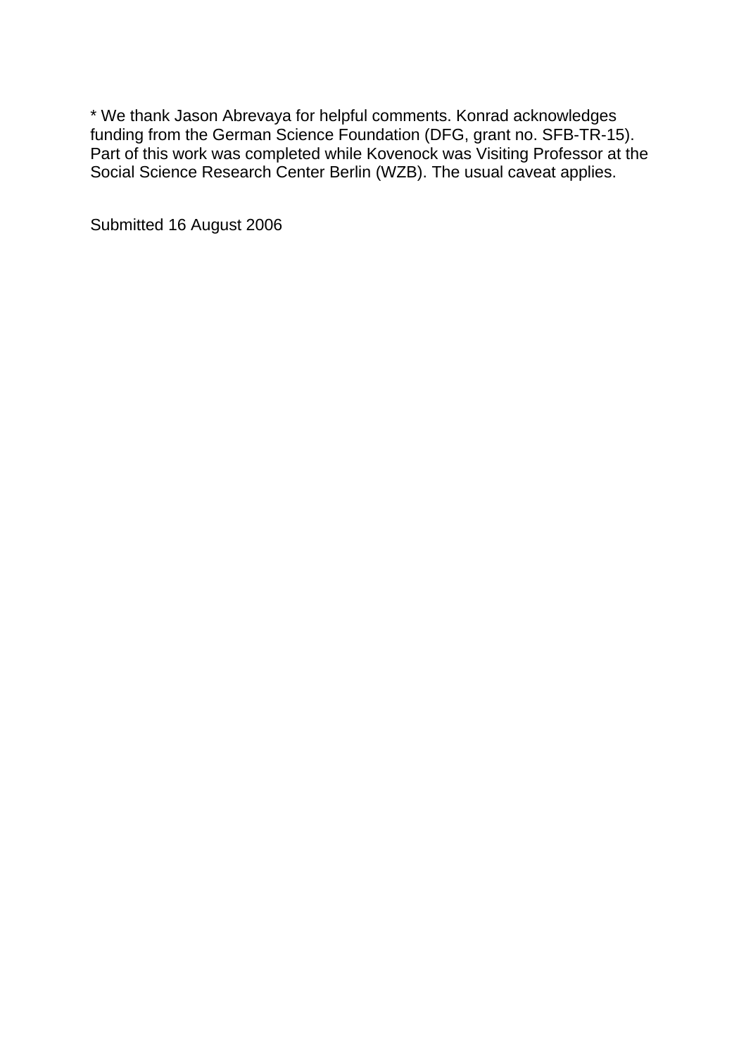* We thank Jason Abrevaya for helpful comments. Konrad acknowledges funding from the German Science Foundation (DFG, grant no. SFB-TR-15). Part of this work was completed while Kovenock was Visiting Professor at the Social Science Research Center Berlin (WZB). The usual caveat applies.

Submitted 16 August 2006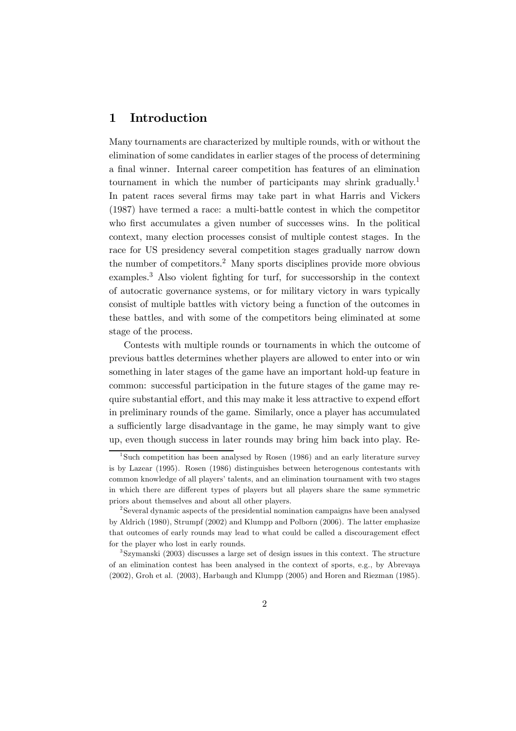# 1 Introduction

Many tournaments are characterized by multiple rounds, with or without the elimination of some candidates in earlier stages of the process of determining a final winner. Internal career competition has features of an elimination tournament in which the number of participants may shrink gradually.[1] In patent races several firms may take part in what Harris and Vickers (1987) have termed a race: a multi-battle contest in which the competitor who first accumulates a given number of successes wins. In the political context, many election processes consist of multiple contest stages. In the race for US presidency several competition stages gradually narrow down the number of competitors.[2] Many sports disciplines provide more obvious examples.[3] Also violent fighting for turf, for successorship in the context of autocratic governance systems, or for military victory in wars typically consist of multiple battles with victory being a function of the outcomes in these battles, and with some of the competitors being eliminated at some stage of the process.

Contests with multiple rounds or tournaments in which the outcome of previous battles determines whether players are allowed to enter into or win something in later stages of the game have an important hold-up feature in common: successful participation in the future stages of the game may require substantial effort, and this may make it less attractive to expend effort in preliminary rounds of the game. Similarly, once a player has accumulated a sufficiently large disadvantage in the game, he may simply want to give up, even though success in later rounds may bring him back into play. Re-

[1] Such competition has been analysed by Rosen (1986) and an early literature survey is by Lazear (1995). Rosen (1986) distinguishes between heterogenous contestants with common knowledge of all players' talents, and an elimination tournament with two stages in which there are different types of players but all players share the same symmetric priors about themselves and about all other players.

[2] Several dynamic aspects of the presidential nomination campaigns have been analysed by Aldrich (1980), Strumpf (2002) and Klumpp and Polborn (2006). The latter emphasize that outcomes of early rounds may lead to what could be called a discouragement effect for the player who lost in early rounds.

[3] Szymanski (2003) discusses a large set of design issues in this context. The structure of an elimination contest has been analysed in the context of sports, e.g., by Abrevaya (2002), Groh et al. (2003), Harbaugh and Klumpp (2005) and Horen and Riezman (1985).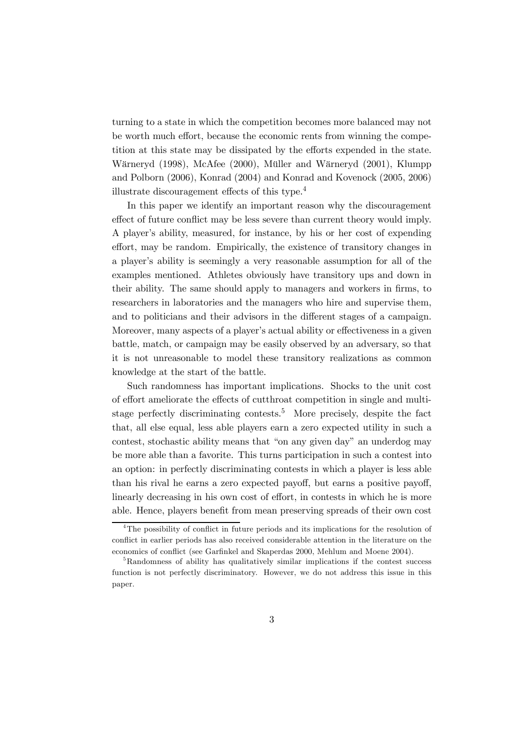turning to a state in which the competition becomes more balanced may not be worth much effort, because the economic rents from winning the competition at this state may be dissipated by the efforts expended in the state. Wärneryd (1998), McAfee (2000), Müller and Wärneryd (2001), Klumpp and Polborn (2006), Konrad (2004) and Konrad and Kovenock (2005, 2006) illustrate discouragement effects of this type.[4]

In this paper we identify an important reason why the discouragement effect of future conflict may be less severe than current theory would imply. A player's ability, measured, for instance, by his or her cost of expending effort, may be random. Empirically, the existence of transitory changes in a player's ability is seemingly a very reasonable assumption for all of the examples mentioned. Athletes obviously have transitory ups and down in their ability. The same should apply to managers and workers in firms, to researchers in laboratories and the managers who hire and supervise them, and to politicians and their advisors in the different stages of a campaign. Moreover, many aspects of a player's actual ability or effectiveness in a given battle, match, or campaign may be easily observed by an adversary, so that it is not unreasonable to model these transitory realizations as common knowledge at the start of the battle.

Such randomness has important implications. Shocks to the unit cost of effort ameliorate the effects of cutthroat competition in single and multi-stage perfectly discriminating contests.[5] More precisely, despite the fact that, all else equal, less able players earn a zero expected utility in such a contest, stochastic ability means that "on any given day" an underdog may be more able than a favorite. This turns participation in such a contest into an option: in perfectly discriminating contests in which a player is less able than his rival he earns a zero expected payoff, but earns a positive payoff, linearly decreasing in his own cost of effort, in contests in which he is more able. Hence, players benefit from mean preserving spreads of their own cost

[4] The possibility of conflict in future periods and its implications for the resolution of conflict in earlier periods has also received considerable attention in the literature on the economics of conflict (see Garfinkel and Skaperdas 2000, Mehlum and Moene 2004).

[5] Randomness of ability has qualitatively similar implications if the contest success function is not perfectly discriminatory. However, we do not address this issue in this paper.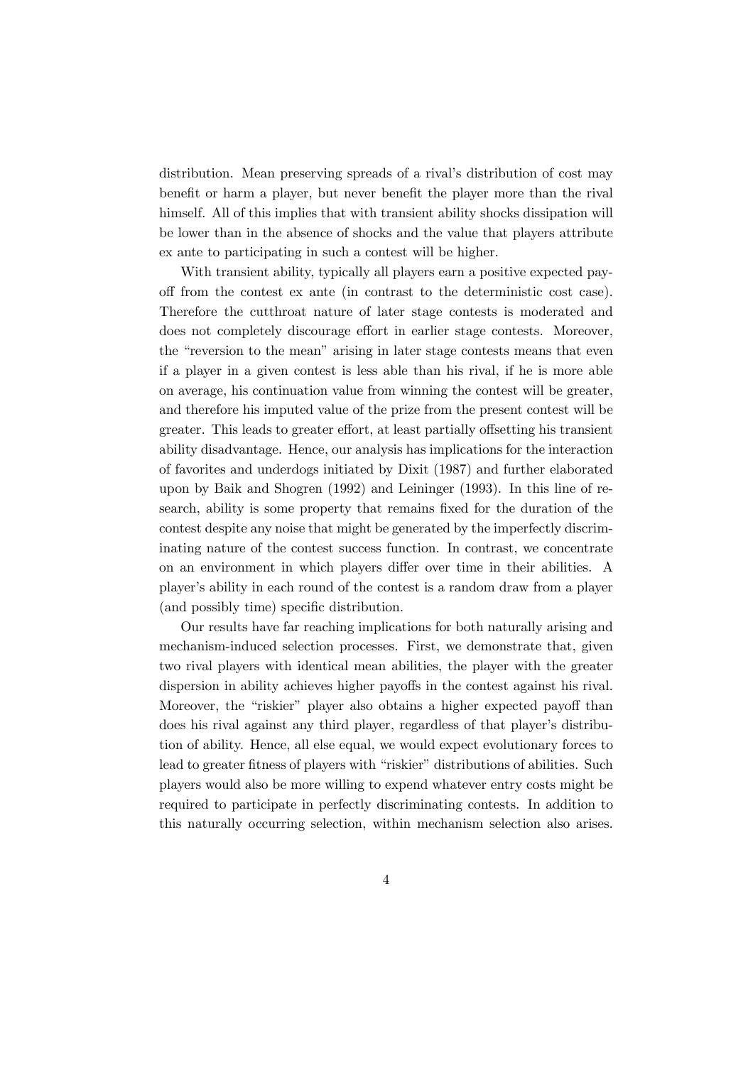distribution. Mean preserving spreads of a rival's distribution of cost may benefit or harm a player, but never benefit the player more than the rival himself. All of this implies that with transient ability shocks dissipation will be lower than in the absence of shocks and the value that players attribute ex ante to participating in such a contest will be higher.

With transient ability, typically all players earn a positive expected payoff from the contest ex ante (in contrast to the deterministic cost case). Therefore the cutthroat nature of later stage contests is moderated and does not completely discourage effort in earlier stage contests. Moreover, the "reversion to the mean" arising in later stage contests means that even if a player in a given contest is less able than his rival, if he is more able on average, his continuation value from winning the contest will be greater, and therefore his imputed value of the prize from the present contest will be greater. This leads to greater effort, at least partially offsetting his transient ability disadvantage. Hence, our analysis has implications for the interaction of favorites and underdogs initiated by Dixit (1987) and further elaborated upon by Baik and Shogren (1992) and Leininger (1993). In this line of research, ability is some property that remains fixed for the duration of the contest despite any noise that might be generated by the imperfectly discriminating nature of the contest success function. In contrast, we concentrate on an environment in which players differ over time in their abilities. A player's ability in each round of the contest is a random draw from a player (and possibly time) specific distribution.

Our results have far reaching implications for both naturally arising and mechanism-induced selection processes. First, we demonstrate that, given two rival players with identical mean abilities, the player with the greater dispersion in ability achieves higher payoffs in the contest against his rival. Moreover, the "riskier" player also obtains a higher expected payoff than does his rival against any third player, regardless of that player's distribution of ability. Hence, all else equal, we would expect evolutionary forces to lead to greater fitness of players with "riskier" distributions of abilities. Such players would also be more willing to expend whatever entry costs might be required to participate in perfectly discriminating contests. In addition to this naturally occurring selection, within mechanism selection also arises.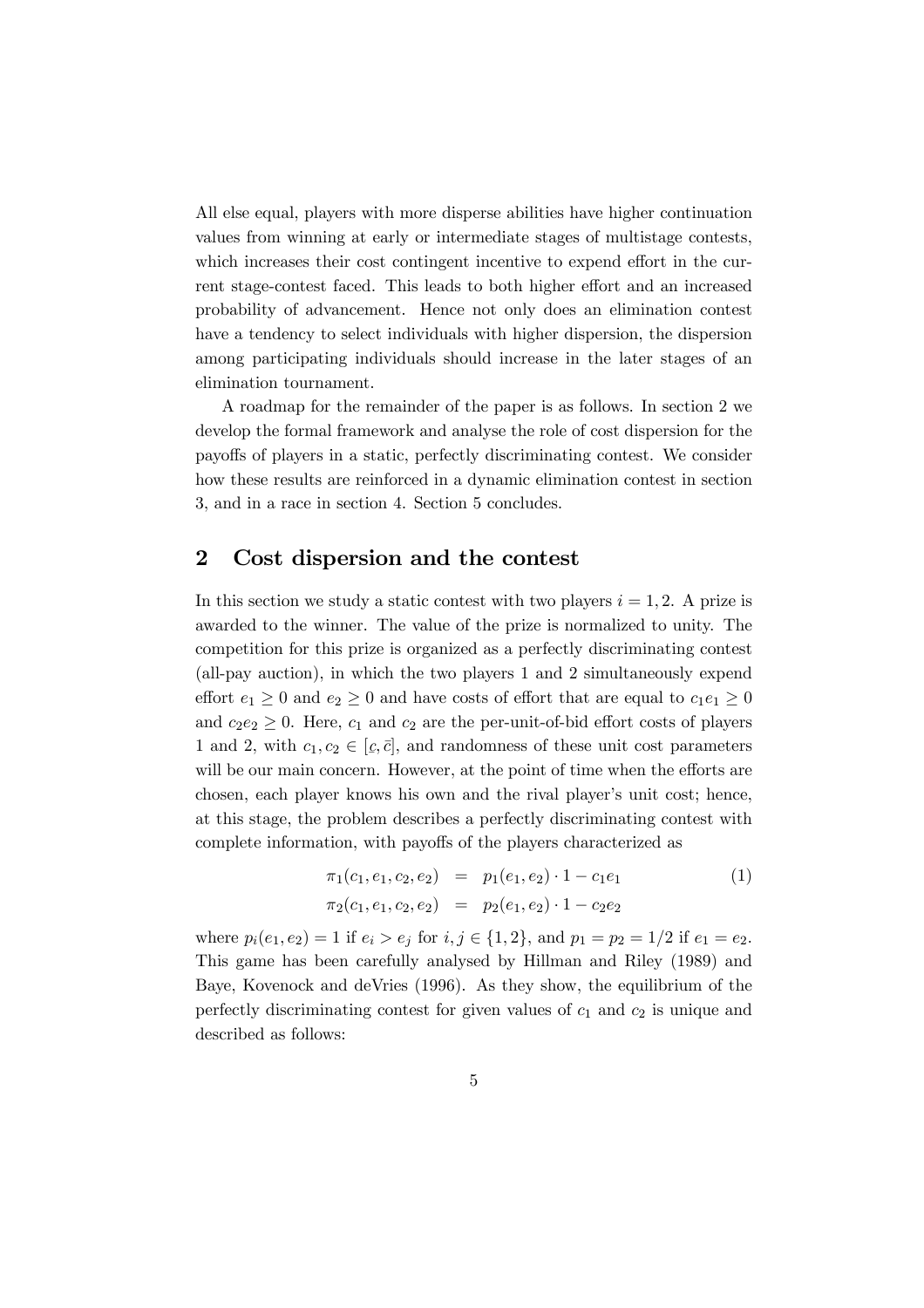All else equal, players with more disperse abilities have higher continuation values from winning at early or intermediate stages of multistage contests, which increases their cost contingent incentive to expend effort in the current stage-contest faced. This leads to both higher effort and an increased probability of advancement. Hence not only does an elimination contest have a tendency to select individuals with higher dispersion, the dispersion among participating individuals should increase in the later stages of an elimination tournament.

A roadmap for the remainder of the paper is as follows. In section 2 we develop the formal framework and analyse the role of cost dispersion for the payoffs of players in a static, perfectly discriminating contest. We consider how these results are reinforced in a dynamic elimination contest in section 3, and in a race in section 4. Section 5 concludes.

## 2 Cost dispersion and the contest

In this section we study a static contest with two players $i = 1, 2$. A prize is awarded to the winner. The value of the prize is normalized to unity. The competition for this prize is organized as a perfectly discriminating contest (all-pay auction), in which the two players 1 and 2 simultaneously expend effort $e_1 \geq 0$ and $e_2 \geq 0$ and have costs of effort that are equal to $c_1 e_1 \geq 0$ and $c_2 e_2 \geq 0$. Here, $c_1$ and $c_2$ are the per-unit-of-bid effort costs of players 1 and 2, with $c_1, c_2 \in [\underline{c}, \bar{c}]$, and randomness of these unit cost parameters will be our main concern. However, at the point of time when the efforts are chosen, each player knows his own and the rival player's unit cost; hence, at this stage, the problem describes a perfectly discriminating contest with complete information, with payoffs of the players characterized as

$$
\begin{aligned}
\pi_1(c_1, e_1, c_2, e_2) &= p_1(e_1, e_2) \cdot 1 - c_1 e_1 \\
\pi_2(c_1, e_1, c_2, e_2) &= p_2(e_1, e_2) \cdot 1 - c_2 e_2
\end{aligned}
\tag{1}
$$

where $p_i(e_1, e_2) = 1$ if $e_i > e_j$ for $i, j \in \{1, 2\}$, and $p_1 = p_2 = 1/2$ if $e_1 = e_2$. This game has been carefully analysed by Hillman and Riley (1989) and Baye, Kovenock and deVries (1996). As they show, the equilibrium of the perfectly discriminating contest for given values of $c_1$ and $c_2$ is unique and described as follows: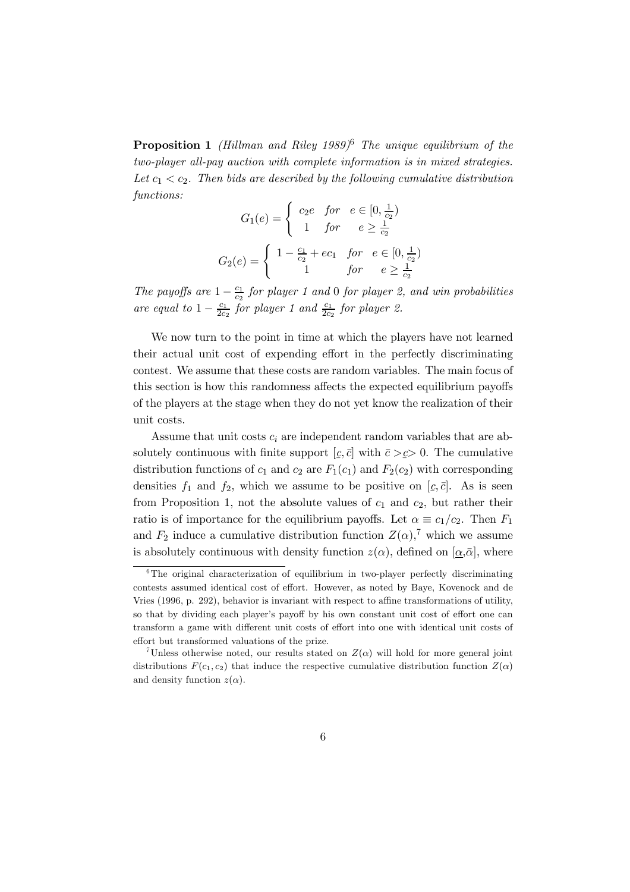**Proposition 1** *(Hillman and Riley 1989)*[6] *The unique equilibrium of the two-player all-pay auction with complete information is in mixed strategies. Let $c_1 < c_2$. Then bids are described by the following cumulative distribution functions:*

$$G_1(e) = \begin{cases} c_2 e & \text{for} \quad e \in [0, \frac{1}{c_2}) \\ 1 & \text{for} \quad e \geq \frac{1}{c_2} \end{cases}$$

$$G_2(e) = \begin{cases} 1 - \frac{c_1}{c_2} + e c_1 & \text{for} \quad e \in [0, \frac{1}{c_2}) \\ 1 & \text{for} \quad e \geq \frac{1}{c_2} \end{cases}$$

*The payoffs are $1 - \frac{c_1}{c_2}$ for player 1 and 0 for player 2, and win probabilities are equal to $1 - \frac{c_1}{2c_2}$ for player 1 and $\frac{c_1}{2c_2}$ for player 2.*

We now turn to the point in time at which the players have not learned their actual unit cost of expending effort in the perfectly discriminating contest. We assume that these costs are random variables. The main focus of this section is how this randomness affects the expected equilibrium payoffs of the players at the stage when they do not yet know the realization of their unit costs.

Assume that unit costs $c_i$ are independent random variables that are absolutely continuous with finite support $[\underline{c}, \bar{c}]$ with $\bar{c} > \underline{c} > 0$. The cumulative distribution functions of $c_1$ and $c_2$ are $F_1(c_1)$ and $F_2(c_2)$ with corresponding densities $f_1$ and $f_2$, which we assume to be positive on $[\underline{c}, \bar{c}]$. As is seen from Proposition 1, not the absolute values of $c_1$ and $c_2$, but rather their ratio is of importance for the equilibrium payoffs. Let $\alpha \equiv c_1/c_2$. Then $F_1$ and $F_2$ induce a cumulative distribution function $Z(\alpha)$,[7] which we assume is absolutely continuous with density function $z(\alpha)$, defined on $[\underline{\alpha}, \bar{\alpha}]$, where

---

[6] The original characterization of equilibrium in two-player perfectly discriminating contests assumed identical cost of effort. However, as noted by Baye, Kovenock and de Vries (1996, p. 292), behavior is invariant with respect to affine transformations of utility, so that by dividing each player's payoff by his own constant unit cost of effort one can transform a game with different unit costs of effort into one with identical unit costs of effort but transformed valuations of the prize.

[7] Unless otherwise noted, our results stated on $Z(\alpha)$ will hold for more general joint distributions $F(c_1, c_2)$ that induce the respective cumulative distribution function $Z(\alpha)$ and density function $z(\alpha)$.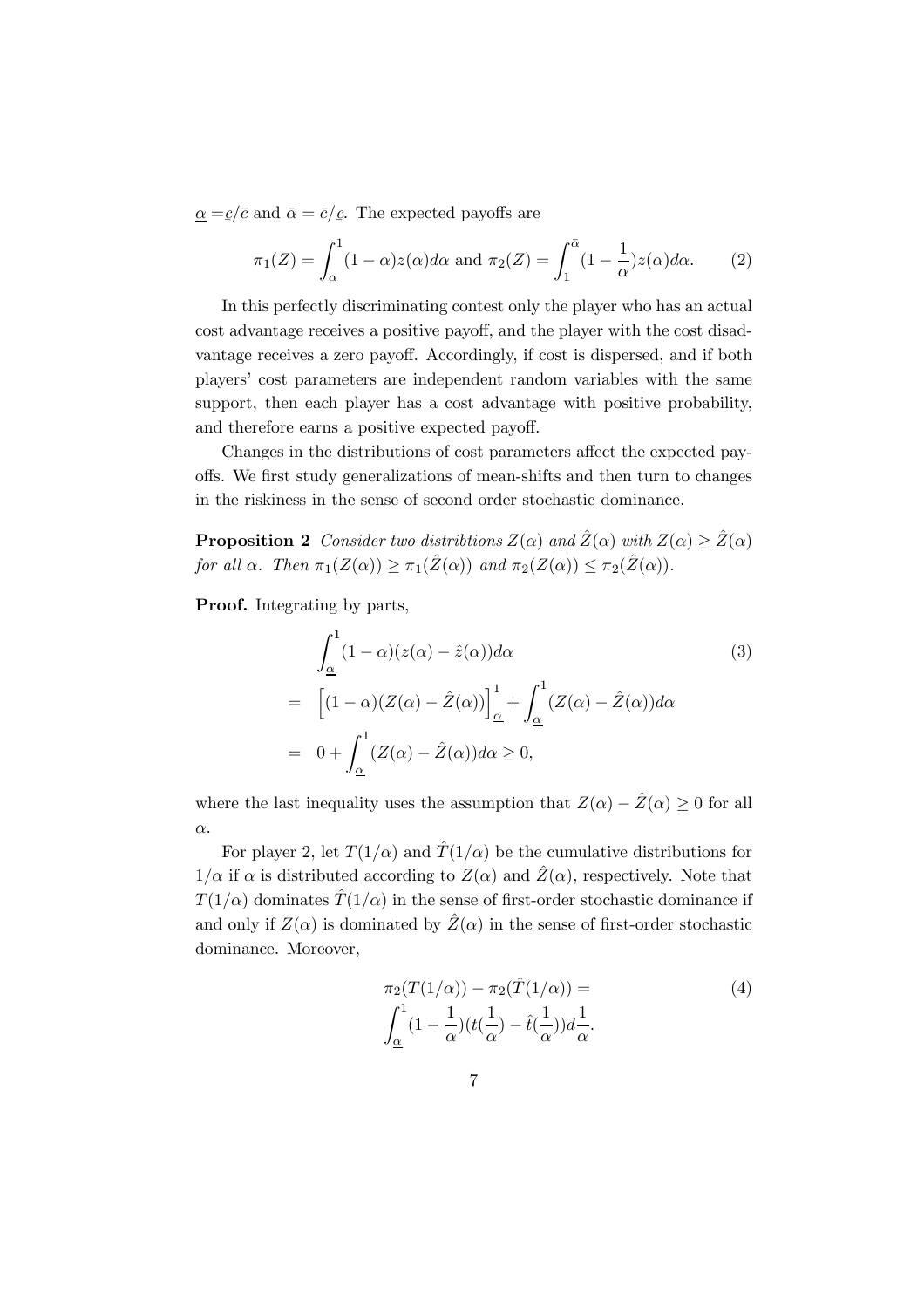$\underline{\alpha} = \underline{c}/\bar{c}$ and $\bar{\alpha} = \bar{c}/\underline{c}$. The expected payoffs are

$$\pi_1(Z) = \int_{\underline{\alpha}}^{1} (1-\alpha) z(\alpha) d\alpha \text{ and } \pi_2(Z) = \int_{1}^{\bar{\alpha}} (1 - \frac{1}{\alpha}) z(\alpha) d\alpha. \tag{2}$$

In this perfectly discriminating contest only the player who has an actual cost advantage receives a positive payoff, and the player with the cost disadvantage receives a zero payoff. Accordingly, if cost is dispersed, and if both players' cost parameters are independent random variables with the same support, then each player has a cost advantage with positive probability, and therefore earns a positive expected payoff.

Changes in the distributions of cost parameters affect the expected payoffs. We first study generalizations of mean-shifts and then turn to changes in the riskiness in the sense of second order stochastic dominance.

**Proposition 2** *Consider two distribtions $Z(\alpha)$ and $\hat{Z}(\alpha)$ with $Z(\alpha) \geq \hat{Z}(\alpha)$ for all $\alpha$. Then $\pi_1(Z(\alpha)) \geq \pi_1(\hat{Z}(\alpha))$ and $\pi_2(Z(\alpha)) \leq \pi_2(\hat{Z}(\alpha))$.*

**Proof.** Integrating by parts,

$$\begin{aligned}
& \int_{\underline{\alpha}}^{1} (1-\alpha)(z(\alpha) - \hat{z}(\alpha)) d\alpha \\
= & \left[ (1-\alpha)(Z(\alpha) - \hat{Z}(\alpha)) \right]_{\underline{\alpha}}^{1} + \int_{\underline{\alpha}}^{1} (Z(\alpha) - \hat{Z}(\alpha)) d\alpha \\
= & \ 0 + \int_{\underline{\alpha}}^{1} (Z(\alpha) - \hat{Z}(\alpha)) d\alpha \geq 0,
\end{aligned} \tag{3}$$

where the last inequality uses the assumption that $Z(\alpha) - \hat{Z}(\alpha) \geq 0$ for all $\alpha$.

For player 2, let $T(1/\alpha)$ and $\hat{T}(1/\alpha)$ be the cumulative distributions for $1/\alpha$ if $\alpha$ is distributed according to $Z(\alpha)$ and $\hat{Z}(\alpha)$, respectively. Note that $T(1/\alpha)$ dominates $\hat{T}(1/\alpha)$ in the sense of first-order stochastic dominance if and only if $Z(\alpha)$ is dominated by $\hat{Z}(\alpha)$ in the sense of first-order stochastic dominance. Moreover,

$$\begin{aligned}
& \pi_2(T(1/\alpha)) - \pi_2(\hat{T}(1/\alpha)) = \\
& \int_{\underline{\alpha}}^{1} (1 - \frac{1}{\alpha})(t(\frac{1}{\alpha}) - \hat{t}(\frac{1}{\alpha})) d\frac{1}{\alpha}.
\end{aligned} \tag{4}$$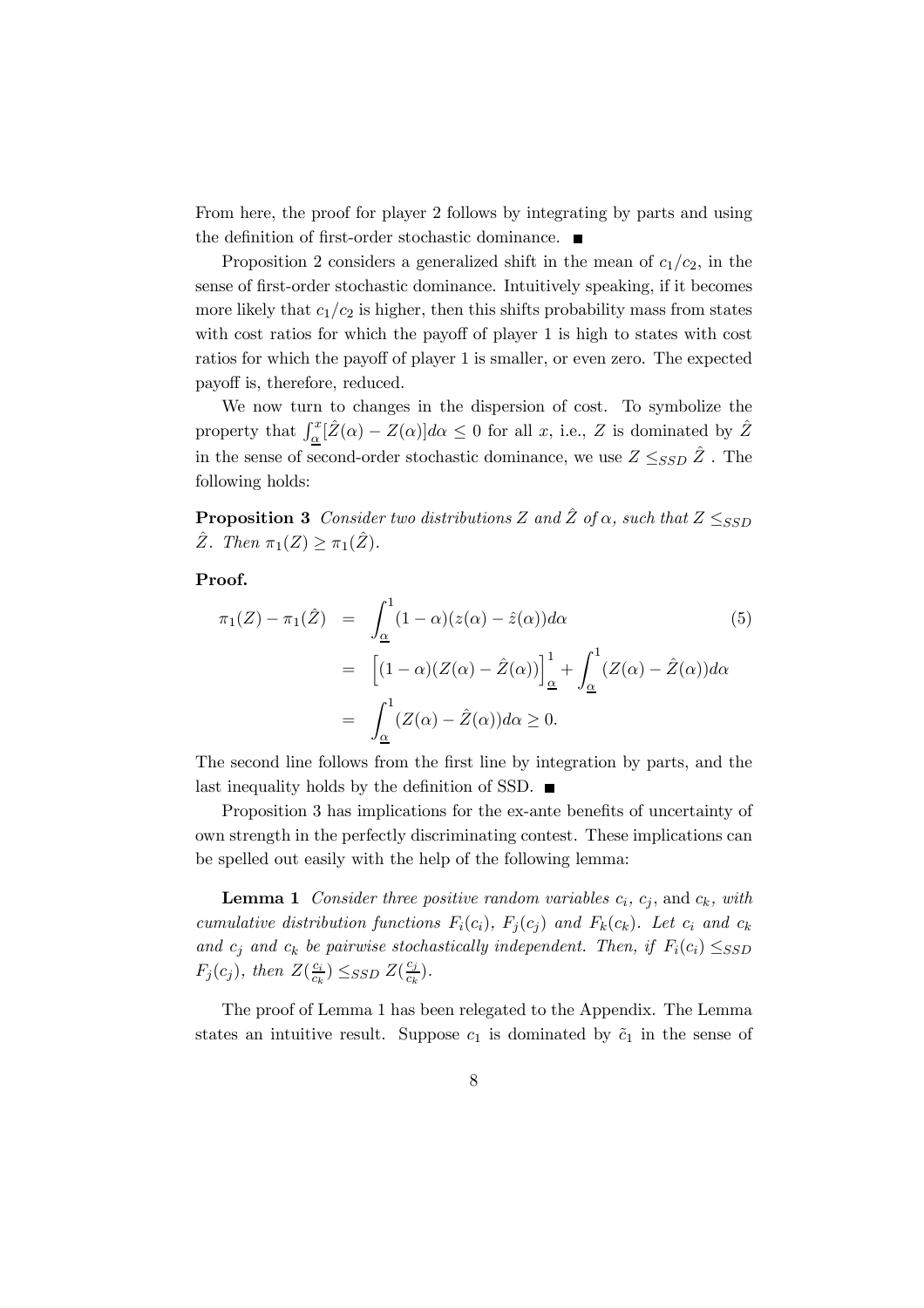From here, the proof for player 2 follows by integrating by parts and using the definition of first-order stochastic dominance. ■

Proposition 2 considers a generalized shift in the mean of $c_1/c_2$, in the sense of first-order stochastic dominance. Intuitively speaking, if it becomes more likely that $c_1/c_2$ is higher, then this shifts probability mass from states with cost ratios for which the payoff of player 1 is high to states with cost ratios for which the payoff of player 1 is smaller, or even zero. The expected payoff is, therefore, reduced.

We now turn to changes in the dispersion of cost. To symbolize the property that $\int_{\underline{\alpha}}^{x}[\hat{Z}(\alpha) - Z(\alpha)]d\alpha \leq 0$ for all $x$, i.e., $Z$ is dominated by $\hat{Z}$ in the sense of second-order stochastic dominance, we use $Z \leq_{SSD} \hat{Z}$ . The following holds:

**Proposition 3** *Consider two distributions $Z$ and $\hat{Z}$ of $\alpha$, such that $Z \leq_{SSD} \hat{Z}$. Then $\pi_1(Z) \geq \pi_1(\hat{Z})$.*

**Proof.**

$$
\begin{aligned}
\pi_1(Z) - \pi_1(\hat{Z}) &= \int_{\underline{\alpha}}^{1}(1-\alpha)(z(\alpha) - \hat{z}(\alpha))d\alpha \qquad (5)\\
&= \Big[(1-\alpha)(Z(\alpha) - \hat{Z}(\alpha))\Big]_{\underline{\alpha}}^{1} + \int_{\underline{\alpha}}^{1}(Z(\alpha) - \hat{Z}(\alpha))d\alpha \\
&= \int_{\underline{\alpha}}^{1}(Z(\alpha) - \hat{Z}(\alpha))d\alpha \geq 0.
\end{aligned}
$$

The second line follows from the first line by integration by parts, and the last inequality holds by the definition of SSD. ■

Proposition 3 has implications for the ex-ante benefits of uncertainty of own strength in the perfectly discriminating contest. These implications can be spelled out easily with the help of the following lemma:

**Lemma 1** *Consider three positive random variables $c_i$, $c_j$, and $c_k$, with cumulative distribution functions $F_i(c_i)$, $F_j(c_j)$ and $F_k(c_k)$. Let $c_i$ and $c_k$ and $c_j$ and $c_k$ be pairwise stochastically independent. Then, if $F_i(c_i) \leq_{SSD} F_j(c_j)$, then $Z(\frac{c_i}{c_k}) \leq_{SSD} Z(\frac{c_j}{c_k})$.*

The proof of Lemma 1 has been relegated to the Appendix. The Lemma states an intuitive result. Suppose $c_1$ is dominated by $\tilde{c}_1$ in the sense of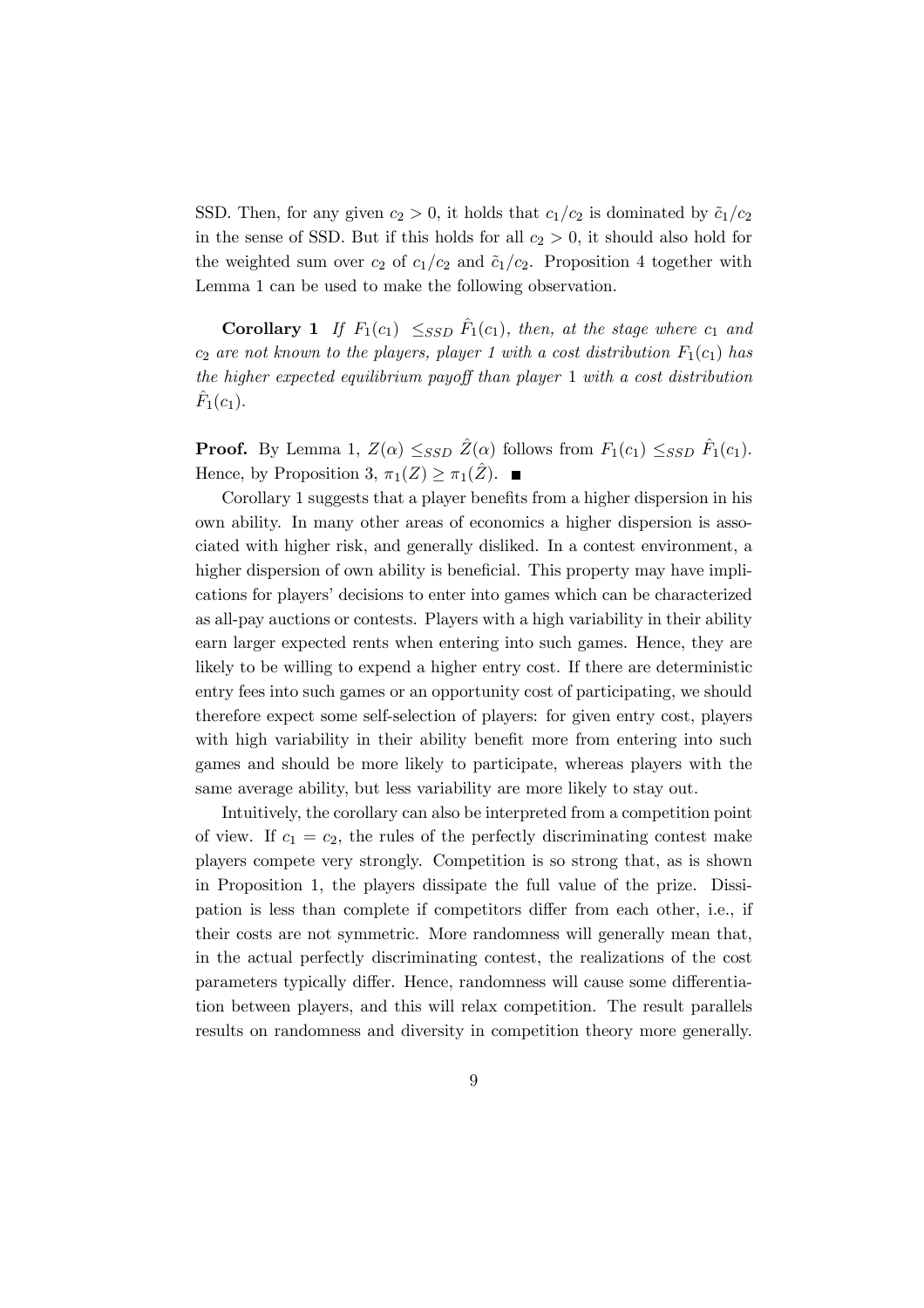SSD. Then, for any given $c_2 > 0$, it holds that $c_1/c_2$ is dominated by $\tilde{c}_1/c_2$ in the sense of SSD. But if this holds for all $c_2 > 0$, it should also hold for the weighted sum over $c_2$ of $c_1/c_2$ and $\tilde{c}_1/c_2$. Proposition 4 together with Lemma 1 can be used to make the following observation.

**Corollary 1** *If $F_1(c_1) \leq_{SSD} \hat{F}_1(c_1)$, then, at the stage where $c_1$ and $c_2$ are not known to the players, player 1 with a cost distribution $F_1(c_1)$ has the higher expected equilibrium payoff than player 1 with a cost distribution $\hat{F}_1(c_1)$.*

**Proof.** By Lemma 1, $Z(\alpha) \leq_{SSD} \hat{Z}(\alpha)$ follows from $F_1(c_1) \leq_{SSD} \hat{F}_1(c_1)$. Hence, by Proposition 3, $\pi_1(Z) \geq \pi_1(\hat{Z})$. ■

Corollary 1 suggests that a player benefits from a higher dispersion in his own ability. In many other areas of economics a higher dispersion is associated with higher risk, and generally disliked. In a contest environment, a higher dispersion of own ability is beneficial. This property may have implications for players' decisions to enter into games which can be characterized as all-pay auctions or contests. Players with a high variability in their ability earn larger expected rents when entering into such games. Hence, they are likely to be willing to expend a higher entry cost. If there are deterministic entry fees into such games or an opportunity cost of participating, we should therefore expect some self-selection of players: for given entry cost, players with high variability in their ability benefit more from entering into such games and should be more likely to participate, whereas players with the same average ability, but less variability are more likely to stay out.

Intuitively, the corollary can also be interpreted from a competition point of view. If $c_1 = c_2$, the rules of the perfectly discriminating contest make players compete very strongly. Competition is so strong that, as is shown in Proposition 1, the players dissipate the full value of the prize. Dissipation is less than complete if competitors differ from each other, i.e., if their costs are not symmetric. More randomness will generally mean that, in the actual perfectly discriminating contest, the realizations of the cost parameters typically differ. Hence, randomness will cause some differentiation between players, and this will relax competition. The result parallels results on randomness and diversity in competition theory more generally.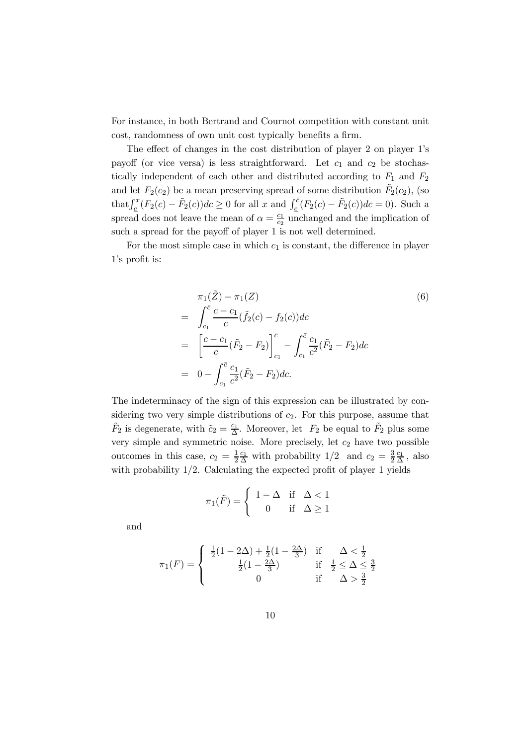For instance, in both Bertrand and Cournot competition with constant unit cost, randomness of own unit cost typically benefits a firm.

The effect of changes in the cost distribution of player 2 on player 1's payoff (or vice versa) is less straightforward. Let $c_1$ and $c_2$ be stochastically independent of each other and distributed according to $F_1$ and $F_2$ and let $F_2(c_2)$ be a mean preserving spread of some distribution $\tilde{F}_2(c_2)$, (so that $\int_{\underline{c}}^{x}(F_2(c) - \tilde{F}_2(c))dc \geq 0$ for all $x$ and $\int_{\underline{c}}^{\bar{c}}(F_2(c) - \tilde{F}_2(c))dc = 0$). Such a spread does not leave the mean of $\alpha = \frac{c_1}{c_2}$ unchanged and the implication of such a spread for the payoff of player 1 is not well determined.

For the most simple case in which $c_1$ is constant, the difference in player 1's profit is:

$$
\begin{aligned}
& \pi_1(\tilde{Z}) - \pi_1(Z) & (6) \\
= & \int_{c_1}^{\bar{c}} \frac{c - c_1}{c}(\tilde{f}_2(c) - f_2(c))dc \\
= & \left[\frac{c - c_1}{c}(\tilde{F}_2 - F_2)\right]_{c_1}^{\bar{c}} - \int_{c_1}^{\bar{c}} \frac{c_1}{c^2}(\tilde{F}_2 - F_2)dc \\
= & \; 0 - \int_{c_1}^{\bar{c}} \frac{c_1}{c^2}(\tilde{F}_2 - F_2)dc.
\end{aligned}
$$

The indeterminacy of the sign of this expression can be illustrated by considering two very simple distributions of $c_2$. For this purpose, assume that $\tilde{F}_2$ is degenerate, with $\tilde{c}_2 = \frac{c_1}{\Delta}$. Moreover, let $F_2$ be equal to $\tilde{F}_2$ plus some very simple and symmetric noise. More precisely, let $c_2$ have two possible outcomes in this case, $c_2 = \frac{1}{2}\frac{c_1}{\Delta}$ with probability 1/2 and $c_2 = \frac{3}{2}\frac{c_1}{\Delta}$, also with probability 1/2. Calculating the expected profit of player 1 yields

$$
\pi_1(\tilde{F}) = \begin{cases} 1 - \Delta & \text{if} \quad \Delta < 1 \\ 0 & \text{if} \quad \Delta \geq 1 \end{cases}
$$

and

$$
\pi_1(F) = \begin{cases} \frac{1}{2}(1 - 2\Delta) + \frac{1}{2}(1 - \frac{2\Delta}{3}) & \text{if} \quad \Delta < \frac{1}{2} \\ \frac{1}{2}(1 - \frac{2\Delta}{3}) & \text{if} \quad \frac{1}{2} \leq \Delta \leq \frac{3}{2} \\ 0 & \text{if} \quad \Delta > \frac{3}{2} \end{cases}
$$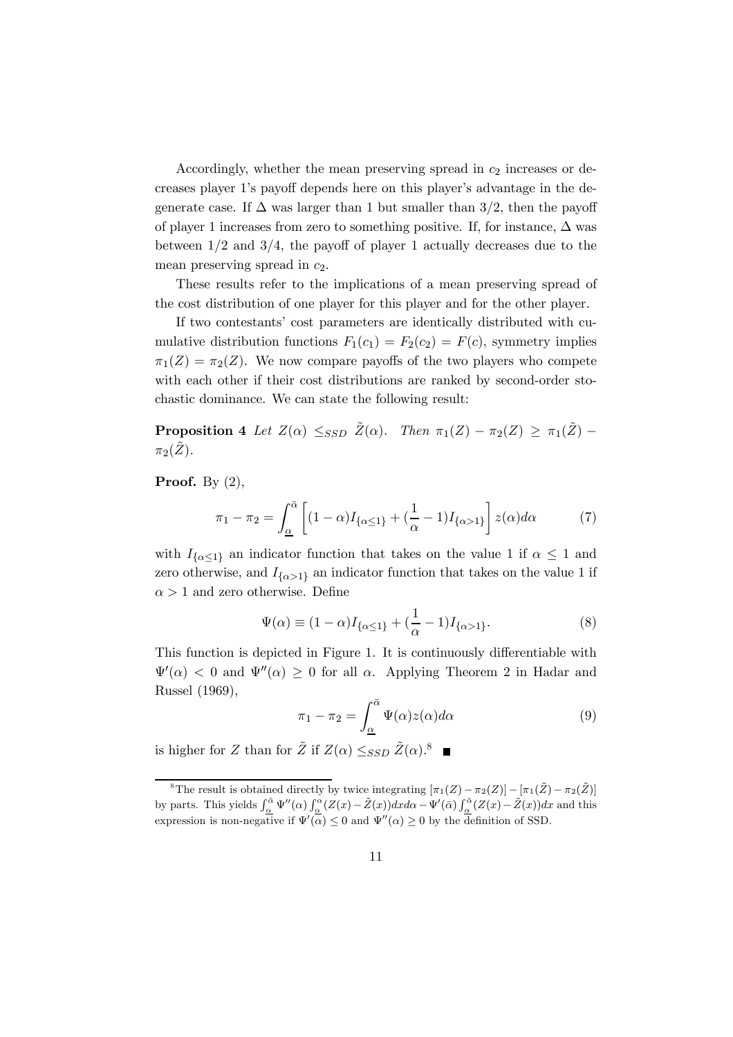Accordingly, whether the mean preserving spread in $c_2$ increases or decreases player 1's payoff depends here on this player's advantage in the degenerate case. If $\Delta$ was larger than 1 but smaller than $3/2$, then the payoff of player 1 increases from zero to something positive. If, for instance, $\Delta$ was between $1/2$ and $3/4$, the payoff of player 1 actually decreases due to the mean preserving spread in $c_2$.

These results refer to the implications of a mean preserving spread of the cost distribution of one player for this player and for the other player.

If two contestants' cost parameters are identically distributed with cumulative distribution functions $F_1(c_1) = F_2(c_2) = F(c)$, symmetry implies $\pi_1(Z) = \pi_2(Z)$. We now compare payoffs of the two players who compete with each other if their cost distributions are ranked by second-order stochastic dominance. We can state the following result:

**Proposition 4** *Let $Z(\alpha) \leq_{SSD} \tilde{Z}(\alpha)$. Then $\pi_1(Z) - \pi_2(Z) \geq \pi_1(\tilde{Z}) - \pi_2(\tilde{Z})$.*

**Proof.** By (2),

$$\pi_1 - \pi_2 = \int_{\underline{\alpha}}^{\bar{\alpha}} \left[ (1-\alpha) I_{\{\alpha \leq 1\}} + (\frac{1}{\alpha} - 1) I_{\{\alpha > 1\}} \right] z(\alpha) d\alpha \tag{7}$$

with $I_{\{\alpha \leq 1\}}$ an indicator function that takes on the value 1 if $\alpha \leq 1$ and zero otherwise, and $I_{\{\alpha > 1\}}$ an indicator function that takes on the value 1 if $\alpha > 1$ and zero otherwise. Define

$$\Psi(\alpha) \equiv (1-\alpha) I_{\{\alpha \leq 1\}} + (\frac{1}{\alpha} - 1) I_{\{\alpha > 1\}}. \tag{8}$$

This function is depicted in Figure 1. It is continuously differentiable with $\Psi'(\alpha) < 0$ and $\Psi''(\alpha) \geq 0$ for all $\alpha$. Applying Theorem 2 in Hadar and Russel (1969),

$$\pi_1 - \pi_2 = \int_{\underline{\alpha}}^{\bar{\alpha}} \Psi(\alpha) z(\alpha) d\alpha \tag{9}$$

is higher for $Z$ than for $\tilde{Z}$ if $Z(\alpha) \leq_{SSD} \tilde{Z}(\alpha)$.[8] ■

---

[8] The result is obtained directly by twice integrating $[\pi_1(Z) - \pi_2(Z)] - [\pi_1(\tilde{Z}) - \pi_2(\tilde{Z})]$ by parts. This yields $\int_{\underline{\alpha}}^{\bar{\alpha}} \Psi''(\alpha) \int_{\underline{\alpha}}^{\alpha} (Z(x) - \tilde{Z}(x)) dx d\alpha - \Psi'(\bar{\alpha}) \int_{\underline{\alpha}}^{\bar{\alpha}} (Z(x) - \tilde{Z}(x)) dx$ and this expression is non-negative if $\Psi'(\alpha) \leq 0$ and $\Psi''(\alpha) \geq 0$ by the definition of SSD.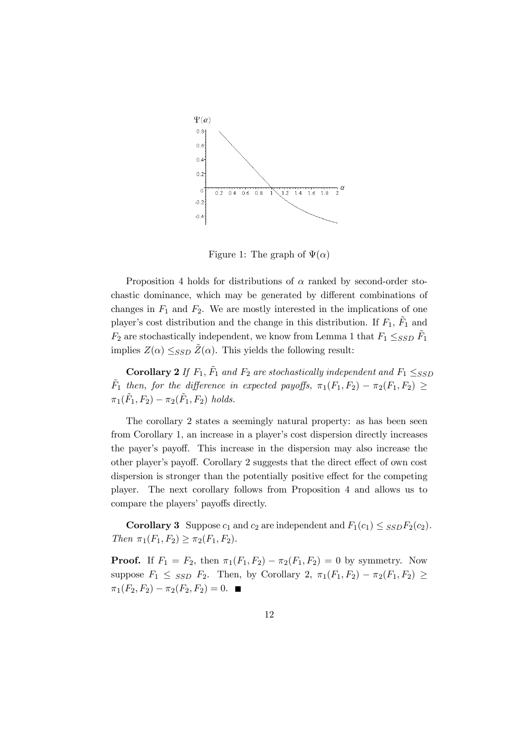Figure 1: The graph of $\Psi(\alpha)$

Proposition 4 holds for distributions of $\alpha$ ranked by second-order stochastic dominance, which may be generated by different combinations of changes in $F_1$ and $F_2$. We are mostly interested in the implications of one player's cost distribution and the change in this distribution. If $F_1$, $\tilde{F}_1$ and $F_2$ are stochastically independent, we know from Lemma 1 that $F_1 \leq_{SSD} \tilde{F}_1$ implies $Z(\alpha) \leq_{SSD} \tilde{Z}(\alpha)$. This yields the following result:

**Corollary 2** *If $F_1$, $\tilde{F}_1$ and $F_2$ are stochastically independent and $F_1 \leq_{SSD} \tilde{F}_1$ then, for the difference in expected payoffs, $\pi_1(F_1, F_2) - \pi_2(F_1, F_2) \geq \pi_1(\tilde{F}_1, F_2) - \pi_2(\tilde{F}_1, F_2)$ holds.*

The corollary 2 states a seemingly natural property: as has been seen from Corollary 1, an increase in a player's cost dispersion directly increases the payer's payoff. This increase in the dispersion may also increase the other player's payoff. Corollary 2 suggests that the direct effect of own cost dispersion is stronger than the potentially positive effect for the competing player. The next corollary follows from Proposition 4 and allows us to compare the players' payoffs directly.

**Corollary 3** Suppose $c_1$ and $c_2$ are independent and $F_1(c_1) \leq_{SSD} F_2(c_2)$. *Then* $\pi_1(F_1, F_2) \geq \pi_2(F_1, F_2)$.

**Proof.** If $F_1 = F_2$, then $\pi_1(F_1, F_2) - \pi_2(F_1, F_2) = 0$ by symmetry. Now suppose $F_1 \leq_{SSD} F_2$. Then, by Corollary 2, $\pi_1(F_1, F_2) - \pi_2(F_1, F_2) \geq \pi_1(F_2, F_2) - \pi_2(F_2, F_2) = 0$. ■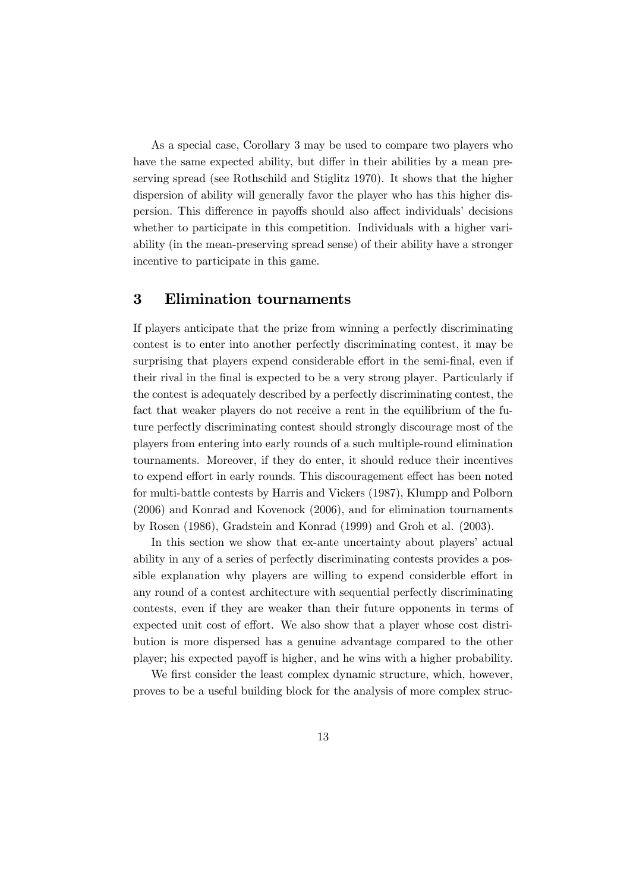As a special case, Corollary 3 may be used to compare two players who have the same expected ability, but differ in their abilities by a mean preserving spread (see Rothschild and Stiglitz 1970). It shows that the higher dispersion of ability will generally favor the player who has this higher dispersion. This difference in payoffs should also affect individuals' decisions whether to participate in this competition. Individuals with a higher variability (in the mean-preserving spread sense) of their ability have a stronger incentive to participate in this game.

## 3 Elimination tournaments

If players anticipate that the prize from winning a perfectly discriminating contest is to enter into another perfectly discriminating contest, it may be surprising that players expend considerable effort in the semi-final, even if their rival in the final is expected to be a very strong player. Particularly if the contest is adequately described by a perfectly discriminating contest, the fact that weaker players do not receive a rent in the equilibrium of the future perfectly discriminating contest should strongly discourage most of the players from entering into early rounds of a such multiple-round elimination tournaments. Moreover, if they do enter, it should reduce their incentives to expend effort in early rounds. This discouragement effect has been noted for multi-battle contests by Harris and Vickers (1987), Klumpp and Polborn (2006) and Konrad and Kovenock (2006), and for elimination tournaments by Rosen (1986), Gradstein and Konrad (1999) and Groh et al. (2003).

In this section we show that ex-ante uncertainty about players' actual ability in any of a series of perfectly discriminating contests provides a possible explanation why players are willing to expend considerble effort in any round of a contest architecture with sequential perfectly discriminating contests, even if they are weaker than their future opponents in terms of expected unit cost of effort. We also show that a player whose cost distribution is more dispersed has a genuine advantage compared to the other player; his expected payoff is higher, and he wins with a higher probability.

We first consider the least complex dynamic structure, which, however, proves to be a useful building block for the analysis of more complex struc-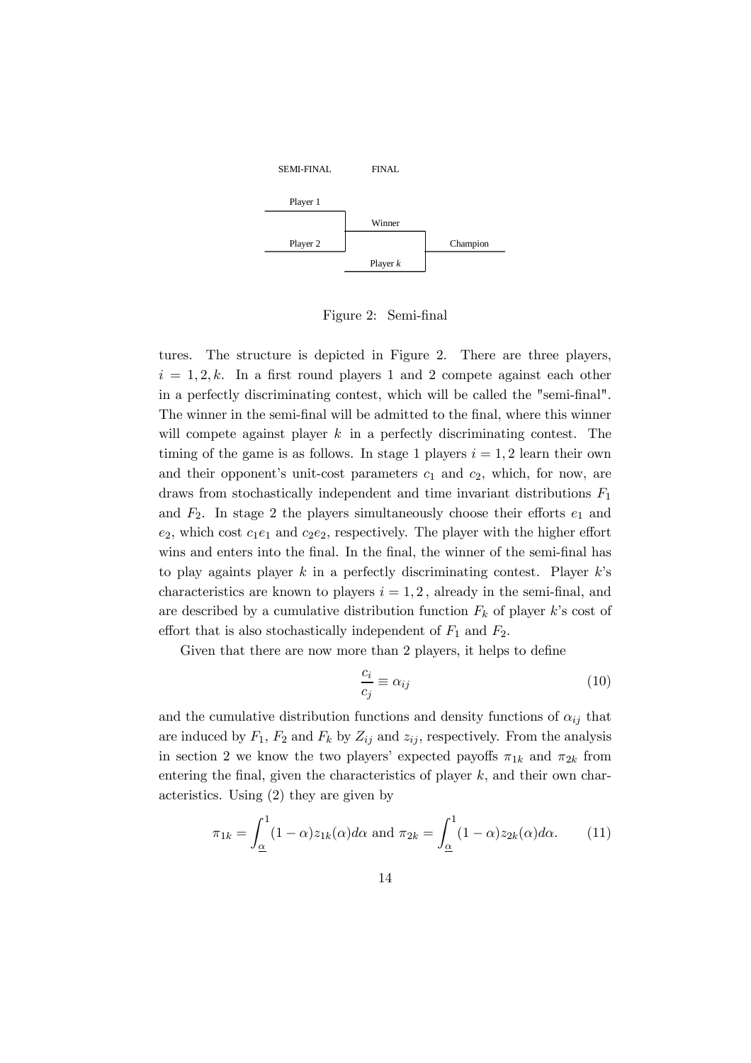SEMI-FINAL FINAL

Player 1

Winner

Player 2 Champion

Player $k$

Figure 2: Semi-final

tures. The structure is depicted in Figure 2. There are three players, $i = 1, 2, k$. In a first round players 1 and 2 compete against each other in a perfectly discriminating contest, which will be called the "semi-final". The winner in the semi-final will be admitted to the final, where this winner will compete against player $k$ in a perfectly discriminating contest. The timing of the game is as follows. In stage 1 players $i = 1, 2$ learn their own and their opponent's unit-cost parameters $c_1$ and $c_2$, which, for now, are draws from stochastically independent and time invariant distributions $F_1$ and $F_2$. In stage 2 the players simultaneously choose their efforts $e_1$ and $e_2$, which cost $c_1 e_1$ and $c_2 e_2$, respectively. The player with the higher effort wins and enters into the final. In the final, the winner of the semi-final has to play againts player $k$ in a perfectly discriminating contest. Player $k$'s characteristics are known to players $i = 1, 2$, already in the semi-final, and are described by a cumulative distribution function $F_k$ of player $k$'s cost of effort that is also stochastically independent of $F_1$ and $F_2$.

Given that there are now more than 2 players, it helps to define

$$\frac{c_i}{c_j} \equiv \alpha_{ij} \tag{10}$$

and the cumulative distribution functions and density functions of $\alpha_{ij}$ that are induced by $F_1$, $F_2$ and $F_k$ by $Z_{ij}$ and $z_{ij}$, respectively. From the analysis in section 2 we know the two players' expected payoffs $\pi_{1k}$ and $\pi_{2k}$ from entering the final, given the characteristics of player $k$, and their own characteristics. Using (2) they are given by

$$\pi_{1k} = \int_{\underline{\alpha}}^{1} (1-\alpha) z_{1k}(\alpha) d\alpha \text{ and } \pi_{2k} = \int_{\underline{\alpha}}^{1} (1-\alpha) z_{2k}(\alpha) d\alpha. \tag{11}$$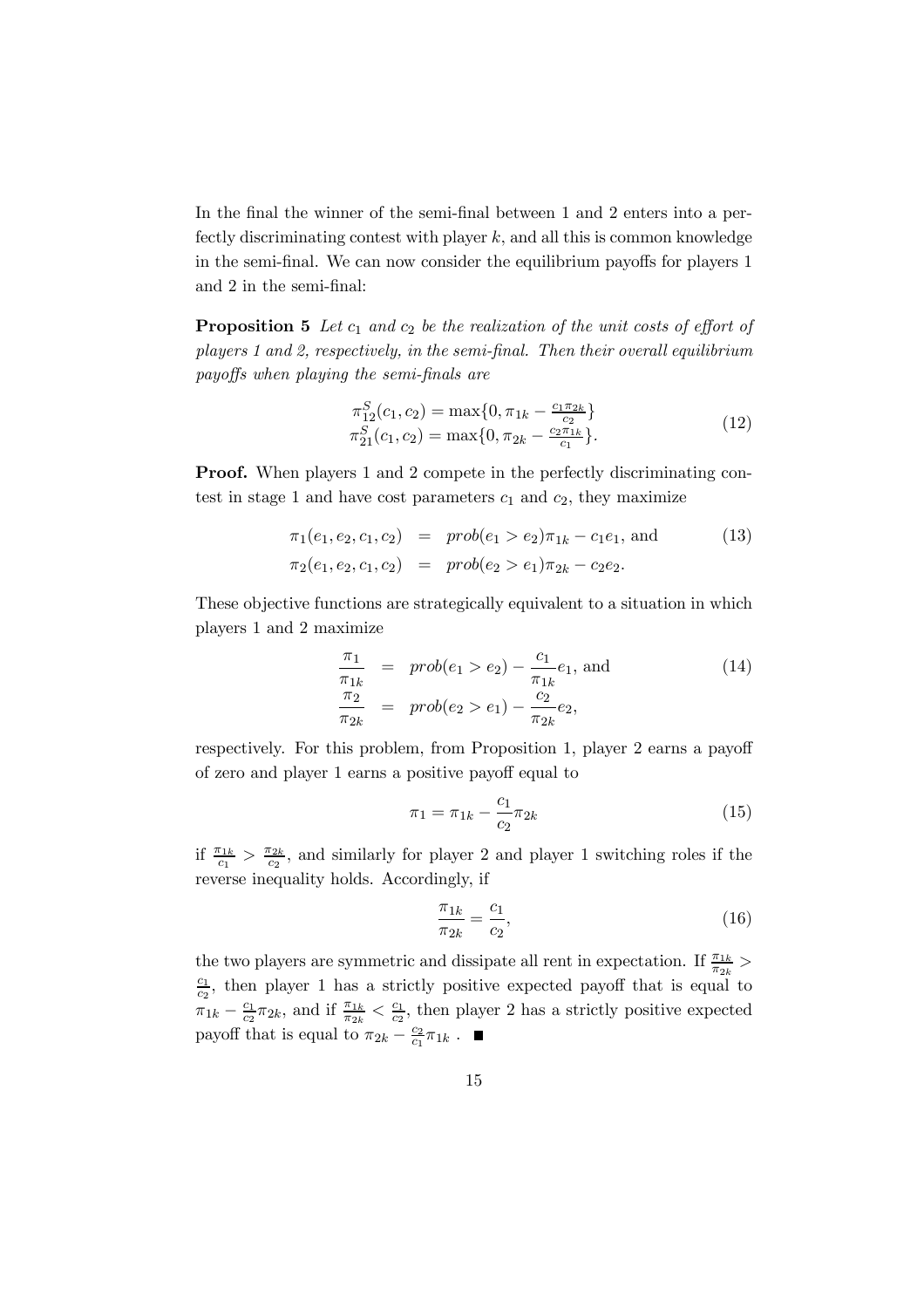In the final the winner of the semi-final between 1 and 2 enters into a perfectly discriminating contest with player $k$, and all this is common knowledge in the semi-final. We can now consider the equilibrium payoffs for players 1 and 2 in the semi-final:

**Proposition 5** *Let $c_1$ and $c_2$ be the realization of the unit costs of effort of players 1 and 2, respectively, in the semi-final. Then their overall equilibrium payoffs when playing the semi-finals are*

$$
\begin{array}{l}
\pi_{12}^S(c_1, c_2) = \max\{0, \pi_{1k} - \frac{c_1 \pi_{2k}}{c_2}\} \\
\pi_{21}^S(c_1, c_2) = \max\{0, \pi_{2k} - \frac{c_2 \pi_{1k}}{c_1}\}.
\end{array} \tag{12}
$$

**Proof.** When players 1 and 2 compete in the perfectly discriminating contest in stage 1 and have cost parameters $c_1$ and $c_2$, they maximize

$$
\begin{aligned}
\pi_1(e_1, e_2, c_1, c_2) &= prob(e_1 > e_2)\pi_{1k} - c_1 e_1, \text{ and} \\
\pi_2(e_1, e_2, c_1, c_2) &= prob(e_2 > e_1)\pi_{2k} - c_2 e_2.
\end{aligned} \tag{13}
$$

These objective functions are strategically equivalent to a situation in which players 1 and 2 maximize

$$
\begin{aligned}
\frac{\pi_1}{\pi_{1k}} &= prob(e_1 > e_2) - \frac{c_1}{\pi_{1k}} e_1, \text{ and} \\
\frac{\pi_2}{\pi_{2k}} &= prob(e_2 > e_1) - \frac{c_2}{\pi_{2k}} e_2,
\end{aligned} \tag{14}
$$

respectively. For this problem, from Proposition 1, player 2 earns a payoff of zero and player 1 earns a positive payoff equal to

$$
\pi_1 = \pi_{1k} - \frac{c_1}{c_2}\pi_{2k} \tag{15}
$$

if $\frac{\pi_{1k}}{c_1} > \frac{\pi_{2k}}{c_2}$, and similarly for player 2 and player 1 switching roles if the reverse inequality holds. Accordingly, if

$$
\frac{\pi_{1k}}{\pi_{2k}} = \frac{c_1}{c_2}, \tag{16}
$$

the two players are symmetric and dissipate all rent in expectation. If $\frac{\pi_{1k}}{\pi_{2k}} > \frac{c_1}{c_2}$, then player 1 has a strictly positive expected payoff that is equal to $\pi_{1k} - \frac{c_1}{c_2}\pi_{2k}$, and if $\frac{\pi_{1k}}{\pi_{2k}} < \frac{c_1}{c_2}$, then player 2 has a strictly positive expected payoff that is equal to $\pi_{2k} - \frac{c_2}{c_1}\pi_{1k}$ . ■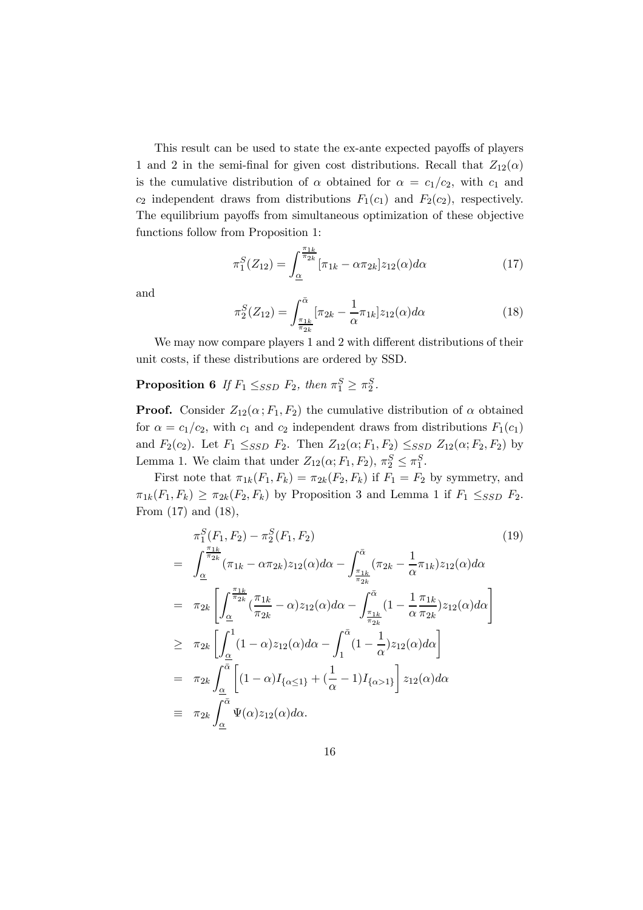This result can be used to state the ex-ante expected payoffs of players 1 and 2 in the semi-final for given cost distributions. Recall that $Z_{12}(\alpha)$ is the cumulative distribution of $\alpha$ obtained for $\alpha = c_1/c_2$, with $c_1$ and $c_2$ independent draws from distributions $F_1(c_1)$ and $F_2(c_2)$, respectively. The equilibrium payoffs from simultaneous optimization of these objective functions follow from Proposition 1:

$$\pi_1^S(Z_{12}) = \int_{\underline{\alpha}}^{\frac{\pi_{1k}}{\pi_{2k}}} [\pi_{1k} - \alpha \pi_{2k}] z_{12}(\alpha) d\alpha \tag{17}$$

and

$$\pi_2^S(Z_{12}) = \int_{\frac{\pi_{1k}}{\pi_{2k}}}^{\bar{\alpha}} [\pi_{2k} - \frac{1}{\alpha} \pi_{1k}] z_{12}(\alpha) d\alpha \tag{18}$$

We may now compare players 1 and 2 with different distributions of their unit costs, if these distributions are ordered by SSD.

**Proposition 6** *If $F_1 \leq_{SSD} F_2$, then $\pi_1^S \geq \pi_2^S$.*

**Proof.** Consider $Z_{12}(\alpha\,; F_1, F_2)$ the cumulative distribution of $\alpha$ obtained for $\alpha = c_1/c_2$, with $c_1$ and $c_2$ independent draws from distributions $F_1(c_1)$ and $F_2(c_2)$. Let $F_1 \leq_{SSD} F_2$. Then $Z_{12}(\alpha; F_1, F_2) \leq_{SSD} Z_{12}(\alpha; F_2, F_2)$ by Lemma 1. We claim that under $Z_{12}(\alpha; F_1, F_2)$, $\pi_2^S \leq \pi_1^S$.

First note that $\pi_{1k}(F_1, F_k) = \pi_{2k}(F_2, F_k)$ if $F_1 = F_2$ by symmetry, and $\pi_{1k}(F_1, F_k) \geq \pi_{2k}(F_2, F_k)$ by Proposition 3 and Lemma 1 if $F_1 \leq_{SSD} F_2$. From (17) and (18),

$$\begin{aligned}
& \pi_1^S(F_1, F_2) - \pi_2^S(F_1, F_2) \qquad\qquad (19) \\
= \; & \int_{\underline{\alpha}}^{\frac{\pi_{1k}}{\pi_{2k}}} (\pi_{1k} - \alpha \pi_{2k}) z_{12}(\alpha) d\alpha - \int_{\frac{\pi_{1k}}{\pi_{2k}}}^{\bar{\alpha}} (\pi_{2k} - \frac{1}{\alpha} \pi_{1k}) z_{12}(\alpha) d\alpha \\
= \; & \pi_{2k} \left[ \int_{\underline{\alpha}}^{\frac{\pi_{1k}}{\pi_{2k}}} (\frac{\pi_{1k}}{\pi_{2k}} - \alpha) z_{12}(\alpha) d\alpha - \int_{\frac{\pi_{1k}}{\pi_{2k}}}^{\bar{\alpha}} (1 - \frac{1}{\alpha} \frac{\pi_{1k}}{\pi_{2k}}) z_{12}(\alpha) d\alpha \right] \\
\geq \; & \pi_{2k} \left[ \int_{\underline{\alpha}}^{1} (1 - \alpha) z_{12}(\alpha) d\alpha - \int_{1}^{\bar{\alpha}} (1 - \frac{1}{\alpha}) z_{12}(\alpha) d\alpha \right] \\
= \; & \pi_{2k} \int_{\underline{\alpha}}^{\bar{\alpha}} \left[ (1 - \alpha) I_{\{\alpha \leq 1\}} + (\frac{1}{\alpha} - 1) I_{\{\alpha > 1\}} \right] z_{12}(\alpha) d\alpha \\
\equiv \; & \pi_{2k} \int_{\underline{\alpha}}^{\bar{\alpha}} \Psi(\alpha) z_{12}(\alpha) d\alpha.
\end{aligned}$$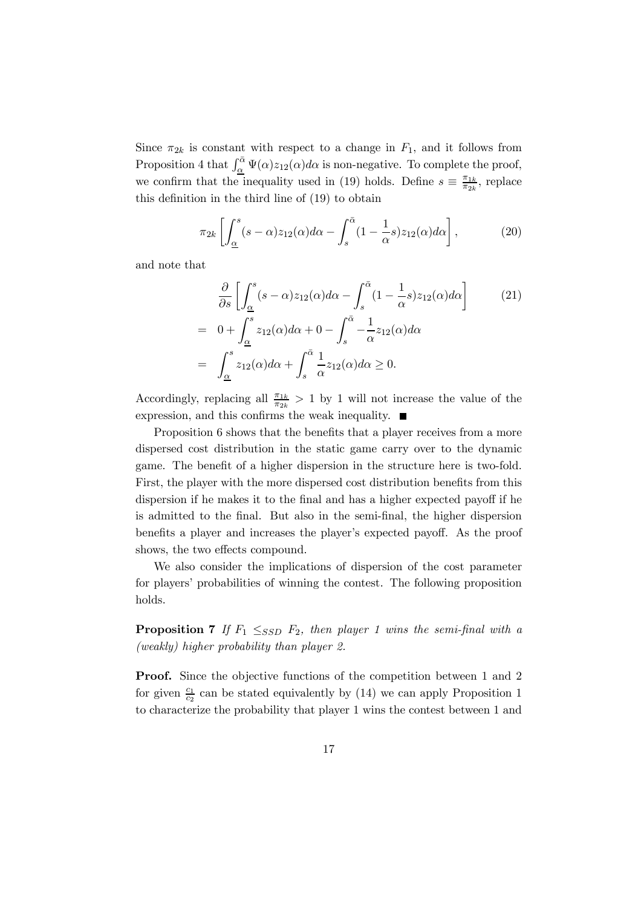Since $\pi_{2k}$ is constant with respect to a change in $F_1$, and it follows from Proposition 4 that $\int_{\underline{\alpha}}^{\bar{\alpha}} \Psi(\alpha) z_{12}(\alpha) d\alpha$ is non-negative. To complete the proof, we confirm that the inequality used in (19) holds. Define $s \equiv \frac{\pi_{1k}}{\pi_{2k}}$, replace this definition in the third line of (19) to obtain

$$\pi_{2k} \left[ \int_{\underline{\alpha}}^{s} (s - \alpha) z_{12}(\alpha) d\alpha - \int_{s}^{\bar{\alpha}} (1 - \frac{1}{\alpha} s) z_{12}(\alpha) d\alpha \right], \tag{20}$$

and note that

$$\begin{aligned} & \frac{\partial}{\partial s} \left[ \int_{\underline{\alpha}}^{s} (s - \alpha) z_{12}(\alpha) d\alpha - \int_{s}^{\bar{\alpha}} (1 - \frac{1}{\alpha} s) z_{12}(\alpha) d\alpha \right] \\ = \;& 0 + \int_{\underline{\alpha}}^{s} z_{12}(\alpha) d\alpha + 0 - \int_{s}^{\bar{\alpha}} -\frac{1}{\alpha} z_{12}(\alpha) d\alpha \\ = \;& \int_{\underline{\alpha}}^{s} z_{12}(\alpha) d\alpha + \int_{s}^{\bar{\alpha}} \frac{1}{\alpha} z_{12}(\alpha) d\alpha \geq 0. \end{aligned} \tag{21}$$

Accordingly, replacing all $\frac{\pi_{1k}}{\pi_{2k}} > 1$ by 1 will not increase the value of the expression, and this confirms the weak inequality. ■

Proposition 6 shows that the benefits that a player receives from a more dispersed cost distribution in the static game carry over to the dynamic game. The benefit of a higher dispersion in the structure here is two-fold. First, the player with the more dispersed cost distribution benefits from this dispersion if he makes it to the final and has a higher expected payoff if he is admitted to the final. But also in the semi-final, the higher dispersion benefits a player and increases the player's expected payoff. As the proof shows, the two effects compound.

We also consider the implications of dispersion of the cost parameter for players' probabilities of winning the contest. The following proposition holds.

**Proposition 7** *If $F_1 \leq_{SSD} F_2$, then player 1 wins the semi-final with a (weakly) higher probability than player 2.*

**Proof.** Since the objective functions of the competition between 1 and 2 for given $\frac{c_1}{c_2}$ can be stated equivalently by (14) we can apply Proposition 1 to characterize the probability that player 1 wins the contest between 1 and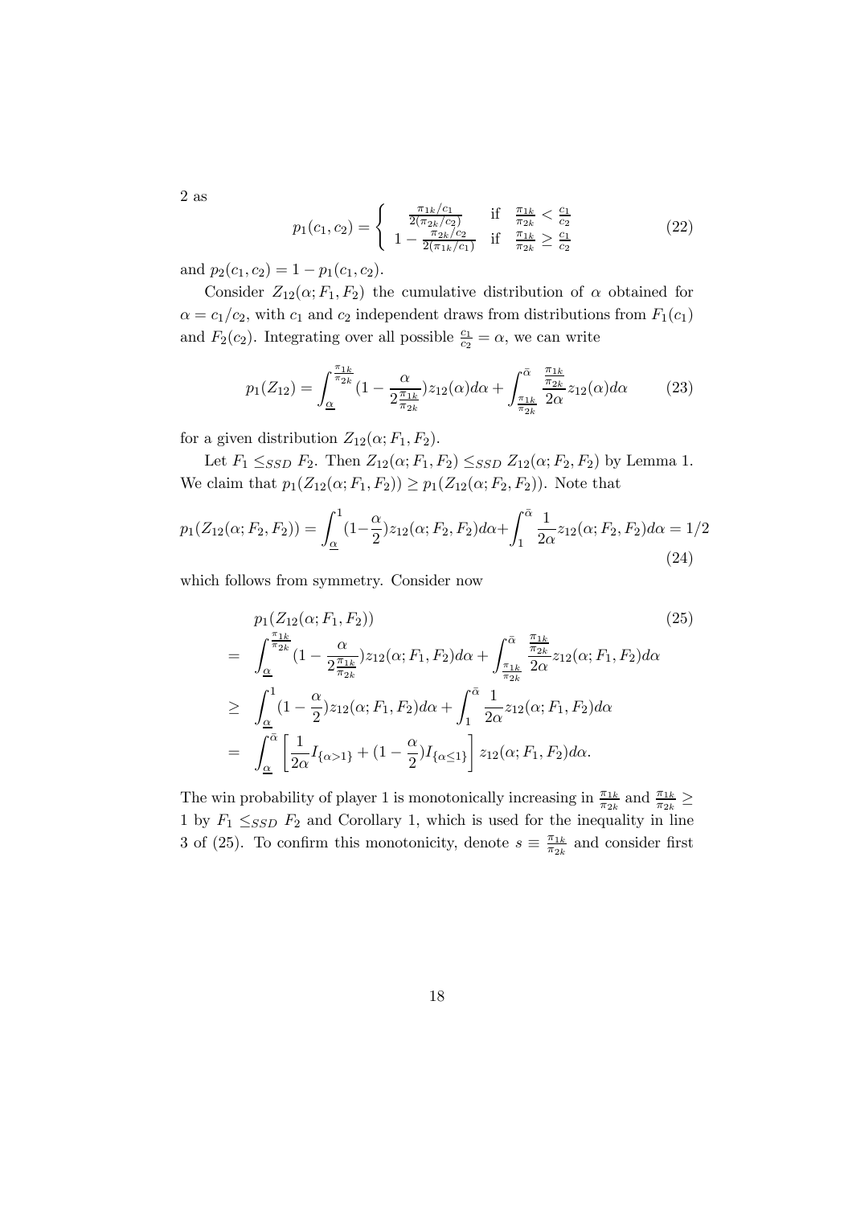2 as

$$p_1(c_1, c_2) = \begin{cases} \frac{\pi_{1k}/c_1}{2(\pi_{2k}/c_2)} & \text{if} \quad \frac{\pi_{1k}}{\pi_{2k}} < \frac{c_1}{c_2} \\ 1 - \frac{\pi_{2k}/c_2}{2(\pi_{1k}/c_1)} & \text{if} \quad \frac{\pi_{1k}}{\pi_{2k}} \geq \frac{c_1}{c_2} \end{cases} \tag{22}$$

and $p_2(c_1, c_2) = 1 - p_1(c_1, c_2)$.

Consider $Z_{12}(\alpha; F_1, F_2)$ the cumulative distribution of $\alpha$ obtained for $\alpha = c_1/c_2$, with $c_1$ and $c_2$ independent draws from distributions from $F_1(c_1)$ and $F_2(c_2)$. Integrating over all possible $\frac{c_1}{c_2} = \alpha$, we can write

$$p_1(Z_{12}) = \int_{\underline{\alpha}}^{\frac{\pi_{1k}}{\pi_{2k}}} (1 - \frac{\alpha}{2\frac{\pi_{1k}}{\pi_{2k}}}) z_{12}(\alpha) d\alpha + \int_{\frac{\pi_{1k}}{\pi_{2k}}}^{\bar{\alpha}} \frac{\frac{\pi_{1k}}{\pi_{2k}}}{2\alpha} z_{12}(\alpha) d\alpha \tag{23}$$

for a given distribution $Z_{12}(\alpha; F_1, F_2)$.

Let $F_1 \leq_{SSD} F_2$. Then $Z_{12}(\alpha; F_1, F_2) \leq_{SSD} Z_{12}(\alpha; F_2, F_2)$ by Lemma 1. We claim that $p_1(Z_{12}(\alpha; F_1, F_2)) \geq p_1(Z_{12}(\alpha; F_2, F_2))$. Note that

$$p_1(Z_{12}(\alpha; F_2, F_2)) = \int_{\underline{\alpha}}^{1} (1 - \frac{\alpha}{2}) z_{12}(\alpha; F_2, F_2) d\alpha + \int_{1}^{\bar{\alpha}} \frac{1}{2\alpha} z_{12}(\alpha; F_2, F_2) d\alpha = 1/2 \tag{24}$$

which follows from symmetry. Consider now

$$\begin{aligned} & p_1(Z_{12}(\alpha; F_1, F_2)) \qquad\qquad (25) \\ = \; & \int_{\underline{\alpha}}^{\frac{\pi_{1k}}{\pi_{2k}}} (1 - \frac{\alpha}{2\frac{\pi_{1k}}{\pi_{2k}}}) z_{12}(\alpha; F_1, F_2) d\alpha + \int_{\frac{\pi_{1k}}{\pi_{2k}}}^{\bar{\alpha}} \frac{\frac{\pi_{1k}}{\pi_{2k}}}{2\alpha} z_{12}(\alpha; F_1, F_2) d\alpha \\ \geq \; & \int_{\underline{\alpha}}^{1} (1 - \frac{\alpha}{2}) z_{12}(\alpha; F_1, F_2) d\alpha + \int_{1}^{\bar{\alpha}} \frac{1}{2\alpha} z_{12}(\alpha; F_1, F_2) d\alpha \\ = \; & \int_{\underline{\alpha}}^{\bar{\alpha}} \left[ \frac{1}{2\alpha} I_{\{\alpha > 1\}} + (1 - \frac{\alpha}{2}) I_{\{\alpha \leq 1\}} \right] z_{12}(\alpha; F_1, F_2) d\alpha. \end{aligned}$$

The win probability of player 1 is monotonically increasing in $\frac{\pi_{1k}}{\pi_{2k}}$ and $\frac{\pi_{1k}}{\pi_{2k}} \geq 1$ by $F_1 \leq_{SSD} F_2$ and Corollary 1, which is used for the inequality in line 3 of (25). To confirm this monotonicity, denote $s \equiv \frac{\pi_{1k}}{\pi_{2k}}$ and consider first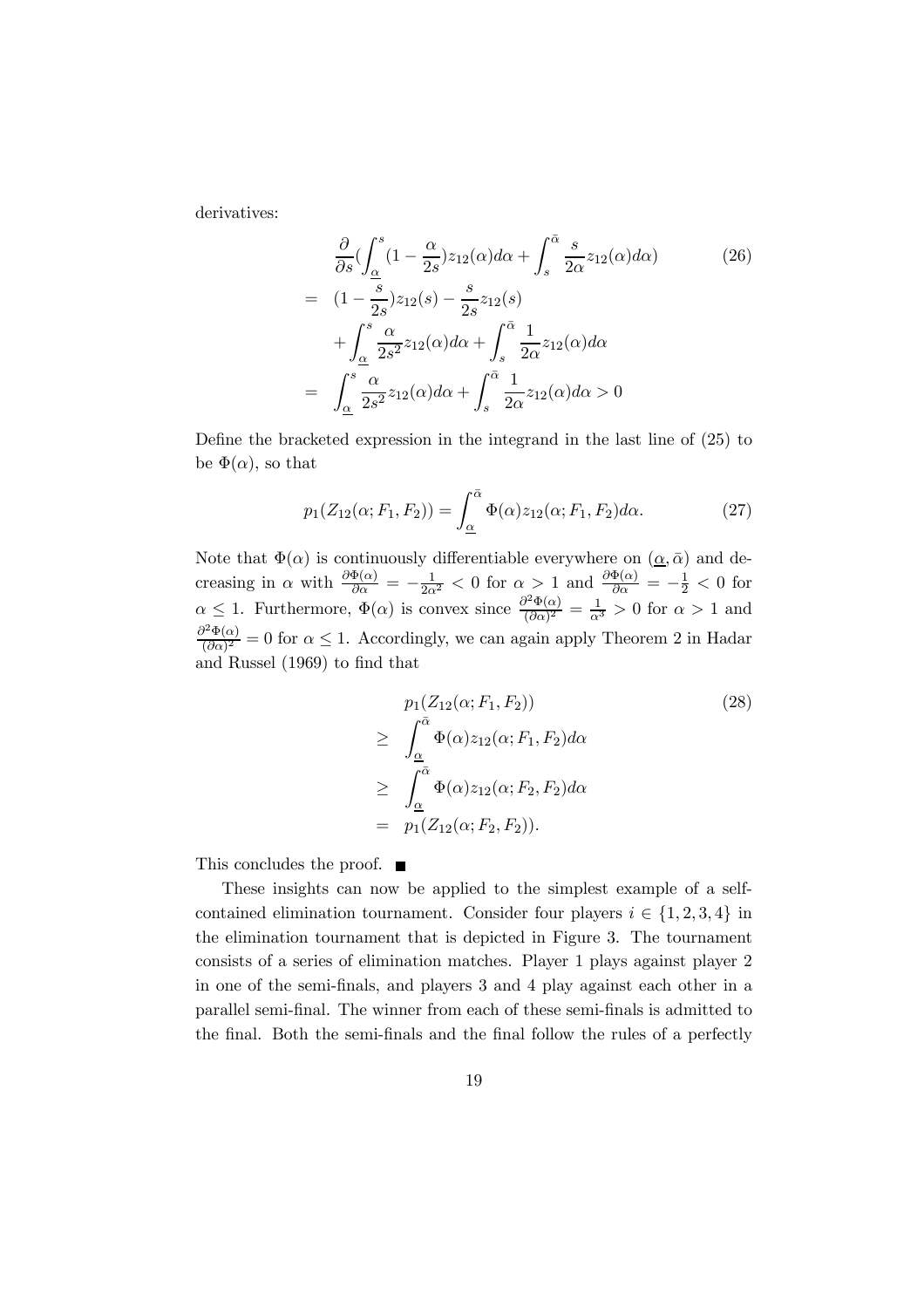derivatives:

$$
\begin{aligned}
& \frac{\partial}{\partial s}\left(\int_{\underline{\alpha}}^{s}(1-\frac{\alpha}{2s})z_{12}(\alpha)d\alpha+\int_{s}^{\bar{\alpha}}\frac{s}{2\alpha}z_{12}(\alpha)d\alpha\right) \qquad (26)\\
= & \ (1-\frac{s}{2s})z_{12}(s)-\frac{s}{2s}z_{12}(s) \\
& +\int_{\underline{\alpha}}^{s}\frac{\alpha}{2s^2}z_{12}(\alpha)d\alpha+\int_{s}^{\bar{\alpha}}\frac{1}{2\alpha}z_{12}(\alpha)d\alpha \\
= & \int_{\underline{\alpha}}^{s}\frac{\alpha}{2s^2}z_{12}(\alpha)d\alpha+\int_{s}^{\bar{\alpha}}\frac{1}{2\alpha}z_{12}(\alpha)d\alpha>0
\end{aligned}
$$

Define the bracketed expression in the integrand in the last line of (25) to be $\Phi(\alpha)$, so that

$$
p_1(Z_{12}(\alpha;F_1,F_2))=\int_{\underline{\alpha}}^{\bar{\alpha}}\Phi(\alpha)z_{12}(\alpha;F_1,F_2)d\alpha. \qquad (27)
$$

Note that $\Phi(\alpha)$ is continuously differentiable everywhere on $(\underline{\alpha},\bar{\alpha})$ and decreasing in $\alpha$ with $\frac{\partial\Phi(\alpha)}{\partial\alpha}=-\frac{1}{2\alpha^2}<0$ for $\alpha>1$ and $\frac{\partial\Phi(\alpha)}{\partial\alpha}=-\frac{1}{2}<0$ for $\alpha\leq 1$. Furthermore, $\Phi(\alpha)$ is convex since $\frac{\partial^2\Phi(\alpha)}{(\partial\alpha)^2}=\frac{1}{\alpha^3}>0$ for $\alpha>1$ and $\frac{\partial^2\Phi(\alpha)}{(\partial\alpha)^2}=0$ for $\alpha\leq 1$. Accordingly, we can again apply Theorem 2 in Hadar and Russel (1969) to find that

$$
\begin{aligned}
& p_1(Z_{12}(\alpha;F_1,F_2)) \qquad (28)\\
\geq & \int_{\underline{\alpha}}^{\bar{\alpha}}\Phi(\alpha)z_{12}(\alpha;F_1,F_2)d\alpha \\
\geq & \int_{\underline{\alpha}}^{\bar{\alpha}}\Phi(\alpha)z_{12}(\alpha;F_2,F_2)d\alpha \\
= & \ p_1(Z_{12}(\alpha;F_2,F_2)).
\end{aligned}
$$

This concludes the proof. ∎

These insights can now be applied to the simplest example of a self-contained elimination tournament. Consider four players $i\in\{1,2,3,4\}$ in the elimination tournament that is depicted in Figure 3. The tournament consists of a series of elimination matches. Player 1 plays against player 2 in one of the semi-finals, and players 3 and 4 play against each other in a parallel semi-final. The winner from each of these semi-finals is admitted to the final. Both the semi-finals and the final follow the rules of a perfectly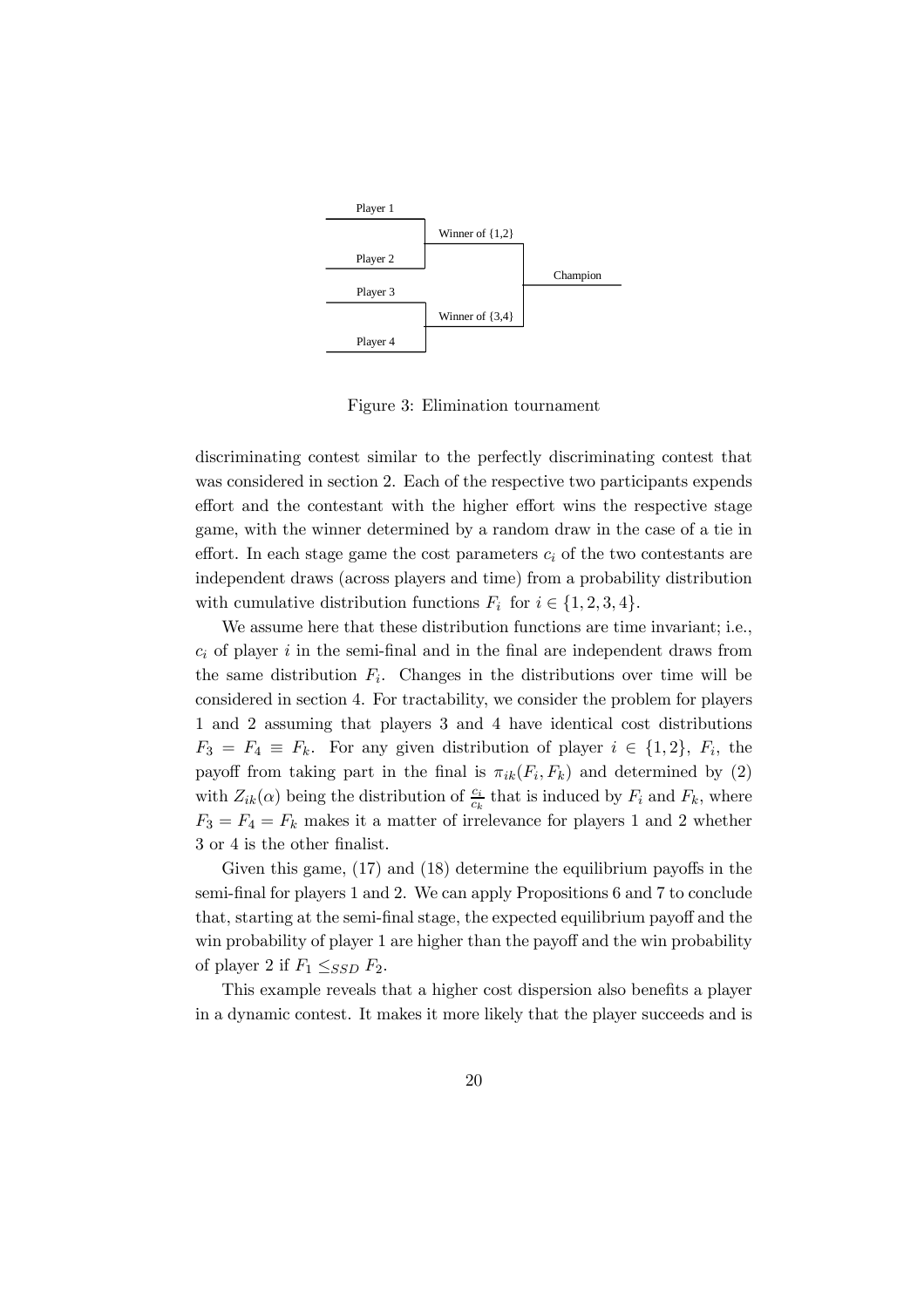Figure 3: Elimination tournament

discriminating contest similar to the perfectly discriminating contest that was considered in section 2. Each of the respective two participants expends effort and the contestant with the higher effort wins the respective stage game, with the winner determined by a random draw in the case of a tie in effort. In each stage game the cost parameters $c_i$ of the two contestants are independent draws (across players and time) from a probability distribution with cumulative distribution functions $F_i$ for $i \in \{1, 2, 3, 4\}$.

We assume here that these distribution functions are time invariant; i.e., $c_i$ of player $i$ in the semi-final and in the final are independent draws from the same distribution $F_i$. Changes in the distributions over time will be considered in section 4. For tractability, we consider the problem for players 1 and 2 assuming that players 3 and 4 have identical cost distributions $F_3 = F_4 \equiv F_k$. For any given distribution of player $i \in \{1, 2\}$, $F_i$, the payoff from taking part in the final is $\pi_{ik}(F_i, F_k)$ and determined by (2) with $Z_{ik}(\alpha)$ being the distribution of $\frac{c_i}{c_k}$ that is induced by $F_i$ and $F_k$, where $F_3 = F_4 = F_k$ makes it a matter of irrelevance for players 1 and 2 whether 3 or 4 is the other finalist.

Given this game, (17) and (18) determine the equilibrium payoffs in the semi-final for players 1 and 2. We can apply Propositions 6 and 7 to conclude that, starting at the semi-final stage, the expected equilibrium payoff and the win probability of player 1 are higher than the payoff and the win probability of player 2 if $F_1 \leq_{SSD} F_2$.

This example reveals that a higher cost dispersion also benefits a player in a dynamic contest. It makes it more likely that the player succeeds and is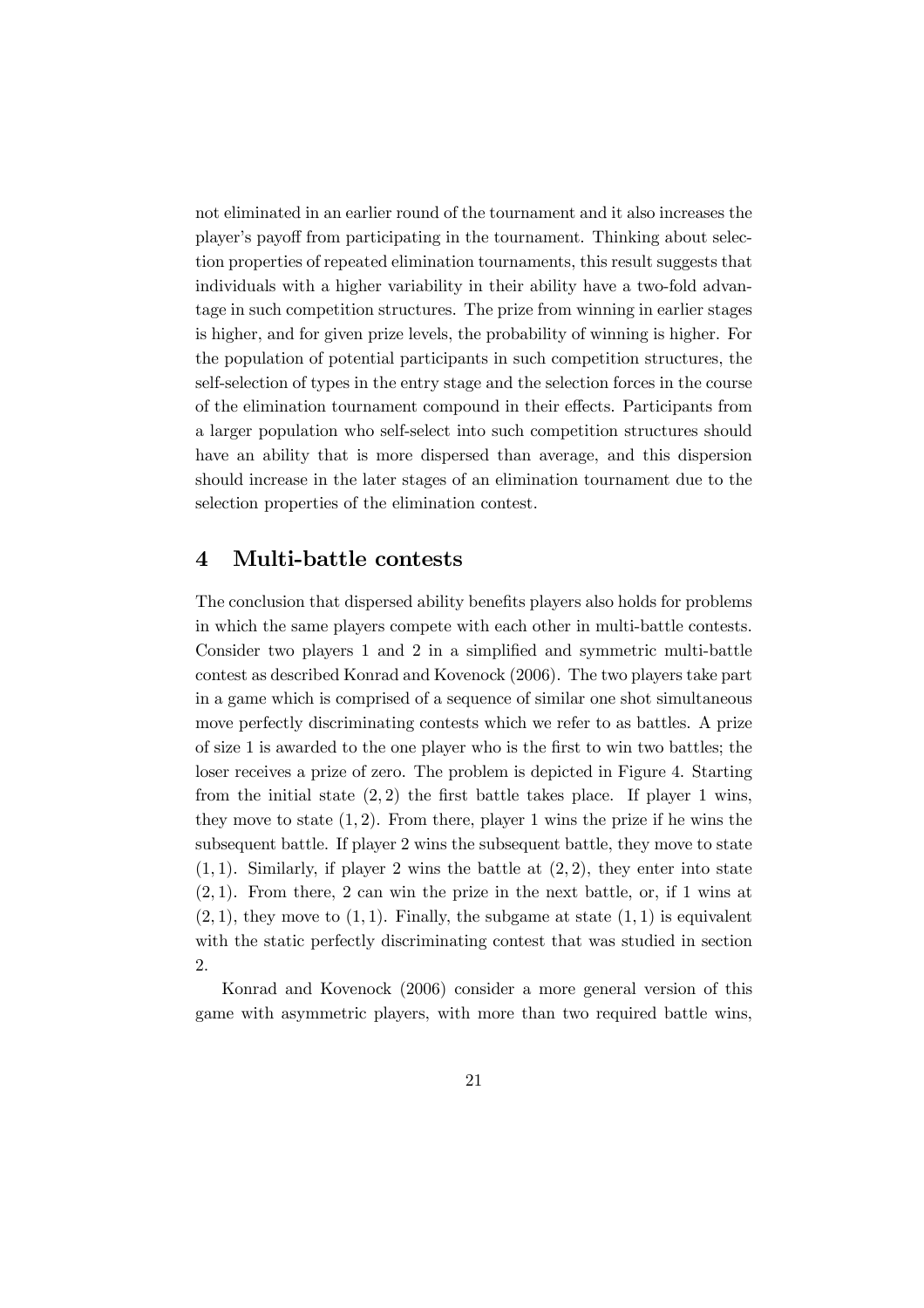not eliminated in an earlier round of the tournament and it also increases the player's payoff from participating in the tournament. Thinking about selection properties of repeated elimination tournaments, this result suggests that individuals with a higher variability in their ability have a two-fold advantage in such competition structures. The prize from winning in earlier stages is higher, and for given prize levels, the probability of winning is higher. For the population of potential participants in such competition structures, the self-selection of types in the entry stage and the selection forces in the course of the elimination tournament compound in their effects. Participants from a larger population who self-select into such competition structures should have an ability that is more dispersed than average, and this dispersion should increase in the later stages of an elimination tournament due to the selection properties of the elimination contest.

# 4 Multi-battle contests

The conclusion that dispersed ability benefits players also holds for problems in which the same players compete with each other in multi-battle contests. Consider two players 1 and 2 in a simplified and symmetric multi-battle contest as described Konrad and Kovenock (2006). The two players take part in a game which is comprised of a sequence of similar one shot simultaneous move perfectly discriminating contests which we refer to as battles. A prize of size 1 is awarded to the one player who is the first to win two battles; the loser receives a prize of zero. The problem is depicted in Figure 4. Starting from the initial state $(2, 2)$ the first battle takes place. If player 1 wins, they move to state $(1, 2)$. From there, player 1 wins the prize if he wins the subsequent battle. If player 2 wins the subsequent battle, they move to state $(1, 1)$. Similarly, if player 2 wins the battle at $(2, 2)$, they enter into state $(2, 1)$. From there, 2 can win the prize in the next battle, or, if 1 wins at $(2, 1)$, they move to $(1, 1)$. Finally, the subgame at state $(1, 1)$ is equivalent with the static perfectly discriminating contest that was studied in section 2.

Konrad and Kovenock (2006) consider a more general version of this game with asymmetric players, with more than two required battle wins,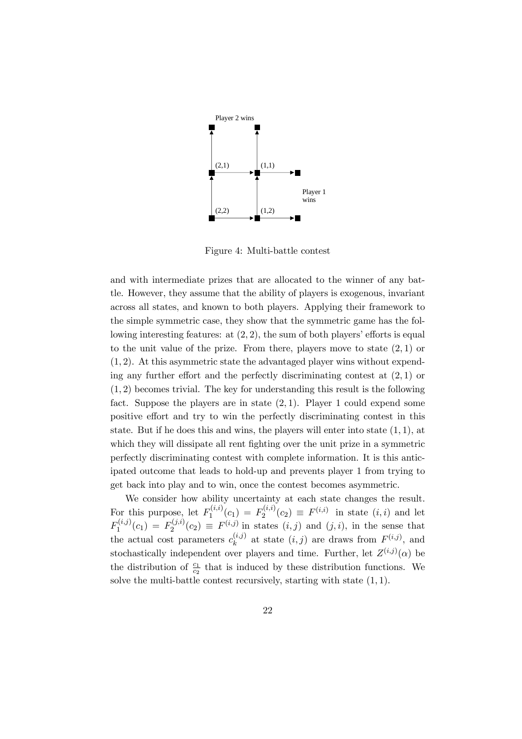Player 2 wins

(2,1) (1,1)

Player 1 wins

(2,2) (1,2)

Figure 4: Multi-battle contest

and with intermediate prizes that are allocated to the winner of any battle. However, they assume that the ability of players is exogenous, invariant across all states, and known to both players. Applying their framework to the simple symmetric case, they show that the symmetric game has the following interesting features: at $(2,2)$, the sum of both players' efforts is equal to the unit value of the prize. From there, players move to state $(2,1)$ or $(1,2)$. At this asymmetric state the advantaged player wins without expending any further effort and the perfectly discriminating contest at $(2,1)$ or $(1,2)$ becomes trivial. The key for understanding this result is the following fact. Suppose the players are in state $(2,1)$. Player 1 could expend some positive effort and try to win the perfectly discriminating contest in this state. But if he does this and wins, the players will enter into state $(1,1)$, at which they will dissipate all rent fighting over the unit prize in a symmetric perfectly discriminating contest with complete information. It is this anticipated outcome that leads to hold-up and prevents player 1 from trying to get back into play and to win, once the contest becomes asymmetric.

We consider how ability uncertainty at each state changes the result. For this purpose, let $F_1^{(i,i)}(c_1) = F_2^{(i,i)}(c_2) \equiv F^{(i,i)}$ in state $(i,i)$ and let $F_1^{(i,j)}(c_1) = F_2^{(j,i)}(c_2) \equiv F^{(i,j)}$ in states $(i,j)$ and $(j,i)$, in the sense that the actual cost parameters $c_k^{(i,j)}$ at state $(i,j)$ are draws from $F^{(i,j)}$, and stochastically independent over players and time. Further, let $Z^{(i,j)}(\alpha)$ be the distribution of $\frac{c_1}{c_2}$ that is induced by these distribution functions. We solve the multi-battle contest recursively, starting with state $(1,1)$.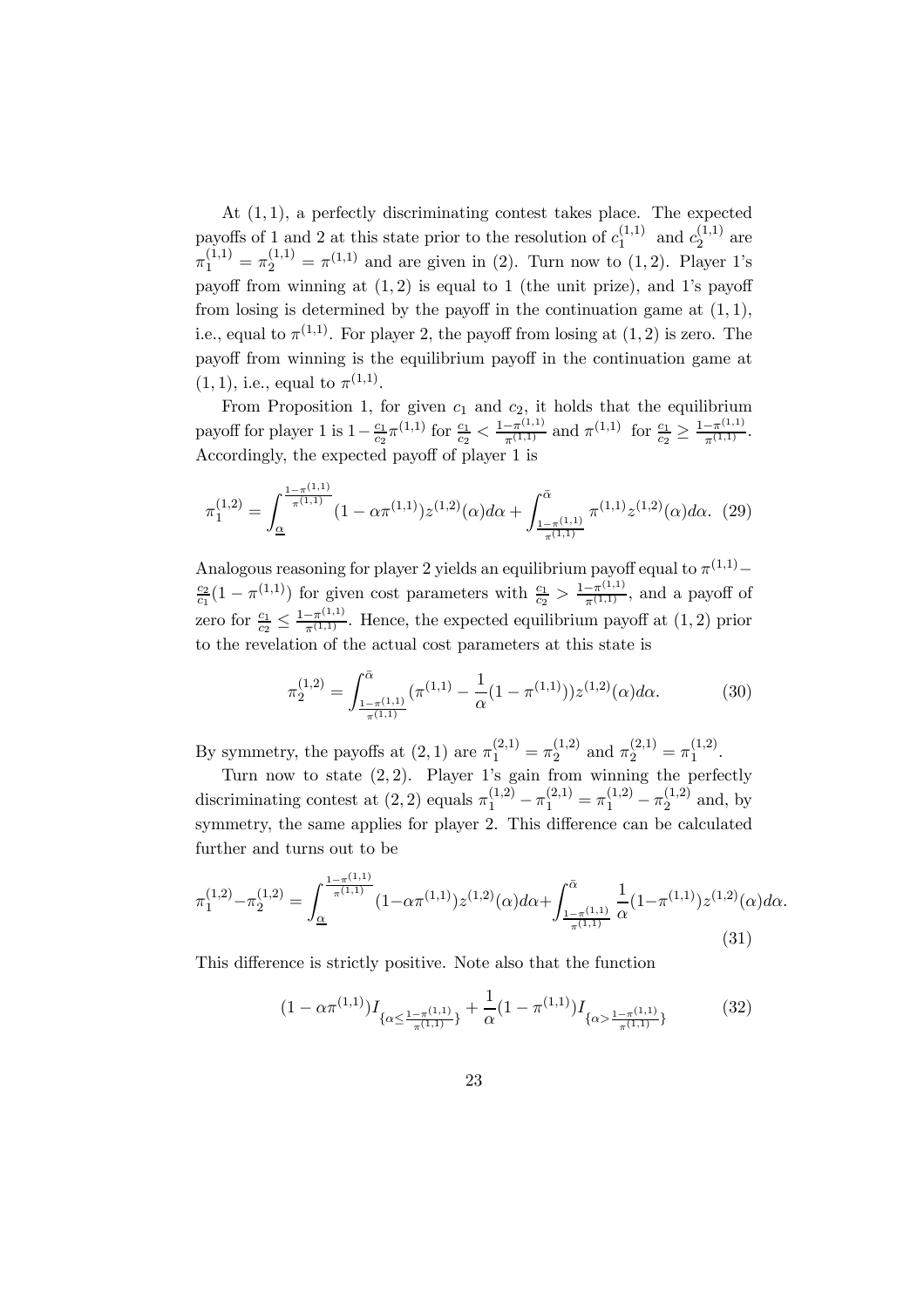At $(1,1)$, a perfectly discriminating contest takes place. The expected payoffs of 1 and 2 at this state prior to the resolution of $c_1^{(1,1)}$ and $c_2^{(1,1)}$ are $\pi_1^{(1,1)} = \pi_2^{(1,1)} = \pi^{(1,1)}$ and are given in (2). Turn now to $(1,2)$. Player 1's payoff from winning at $(1,2)$ is equal to 1 (the unit prize), and 1's payoff from losing is determined by the payoff in the continuation game at $(1,1)$, i.e., equal to $\pi^{(1,1)}$. For player 2, the payoff from losing at $(1,2)$ is zero. The payoff from winning is the equilibrium payoff in the continuation game at $(1,1)$, i.e., equal to $\pi^{(1,1)}$.

From Proposition 1, for given $c_1$ and $c_2$, it holds that the equilibrium payoff for player 1 is $1 - \frac{c_1}{c_2}\pi^{(1,1)}$ for $\frac{c_1}{c_2} < \frac{1-\pi^{(1,1)}}{\pi^{(1,1)}}$ and $\pi^{(1,1)}$ for $\frac{c_1}{c_2} \geq \frac{1-\pi^{(1,1)}}{\pi^{(1,1)}}$. Accordingly, the expected payoff of player 1 is

$$\pi_1^{(1,2)} = \int_{\underline{\alpha}}^{\frac{1-\pi^{(1,1)}}{\pi^{(1,1)}}} (1 - \alpha\pi^{(1,1)}) z^{(1,2)}(\alpha) d\alpha + \int_{\frac{1-\pi^{(1,1)}}{\pi^{(1,1)}}}^{\bar{\alpha}} \pi^{(1,1)} z^{(1,2)}(\alpha) d\alpha. \quad (29)$$

Analogous reasoning for player 2 yields an equilibrium payoff equal to $\pi^{(1,1)} - \frac{c_2}{c_1}(1 - \pi^{(1,1)})$ for given cost parameters with $\frac{c_1}{c_2} > \frac{1-\pi^{(1,1)}}{\pi^{(1,1)}}$, and a payoff of zero for $\frac{c_1}{c_2} \leq \frac{1-\pi^{(1,1)}}{\pi^{(1,1)}}$. Hence, the expected equilibrium payoff at $(1,2)$ prior to the revelation of the actual cost parameters at this state is

$$\pi_2^{(1,2)} = \int_{\frac{1-\pi^{(1,1)}}{\pi^{(1,1)}}}^{\bar{\alpha}} (\pi^{(1,1)} - \frac{1}{\alpha}(1 - \pi^{(1,1)})) z^{(1,2)}(\alpha) d\alpha. \quad (30)$$

By symmetry, the payoffs at $(2,1)$ are $\pi_1^{(2,1)} = \pi_2^{(1,2)}$ and $\pi_2^{(2,1)} = \pi_1^{(1,2)}$.

Turn now to state $(2,2)$. Player 1's gain from winning the perfectly discriminating contest at $(2,2)$ equals $\pi_1^{(1,2)} - \pi_1^{(2,1)} = \pi_1^{(1,2)} - \pi_2^{(1,2)}$ and, by symmetry, the same applies for player 2. This difference can be calculated further and turns out to be

$$\pi_1^{(1,2)} - \pi_2^{(1,2)} = \int_{\underline{\alpha}}^{\frac{1-\pi^{(1,1)}}{\pi^{(1,1)}}} (1 - \alpha\pi^{(1,1)}) z^{(1,2)}(\alpha) d\alpha + \int_{\frac{1-\pi^{(1,1)}}{\pi^{(1,1)}}}^{\bar{\alpha}} \frac{1}{\alpha}(1 - \pi^{(1,1)}) z^{(1,2)}(\alpha) d\alpha. \quad (31)$$

This difference is strictly positive. Note also that the function

$$(1 - \alpha\pi^{(1,1)}) I_{\{\alpha \leq \frac{1-\pi^{(1,1)}}{\pi^{(1,1)}}\}} + \frac{1}{\alpha}(1 - \pi^{(1,1)}) I_{\{\alpha > \frac{1-\pi^{(1,1)}}{\pi^{(1,1)}}\}} \quad (32)$$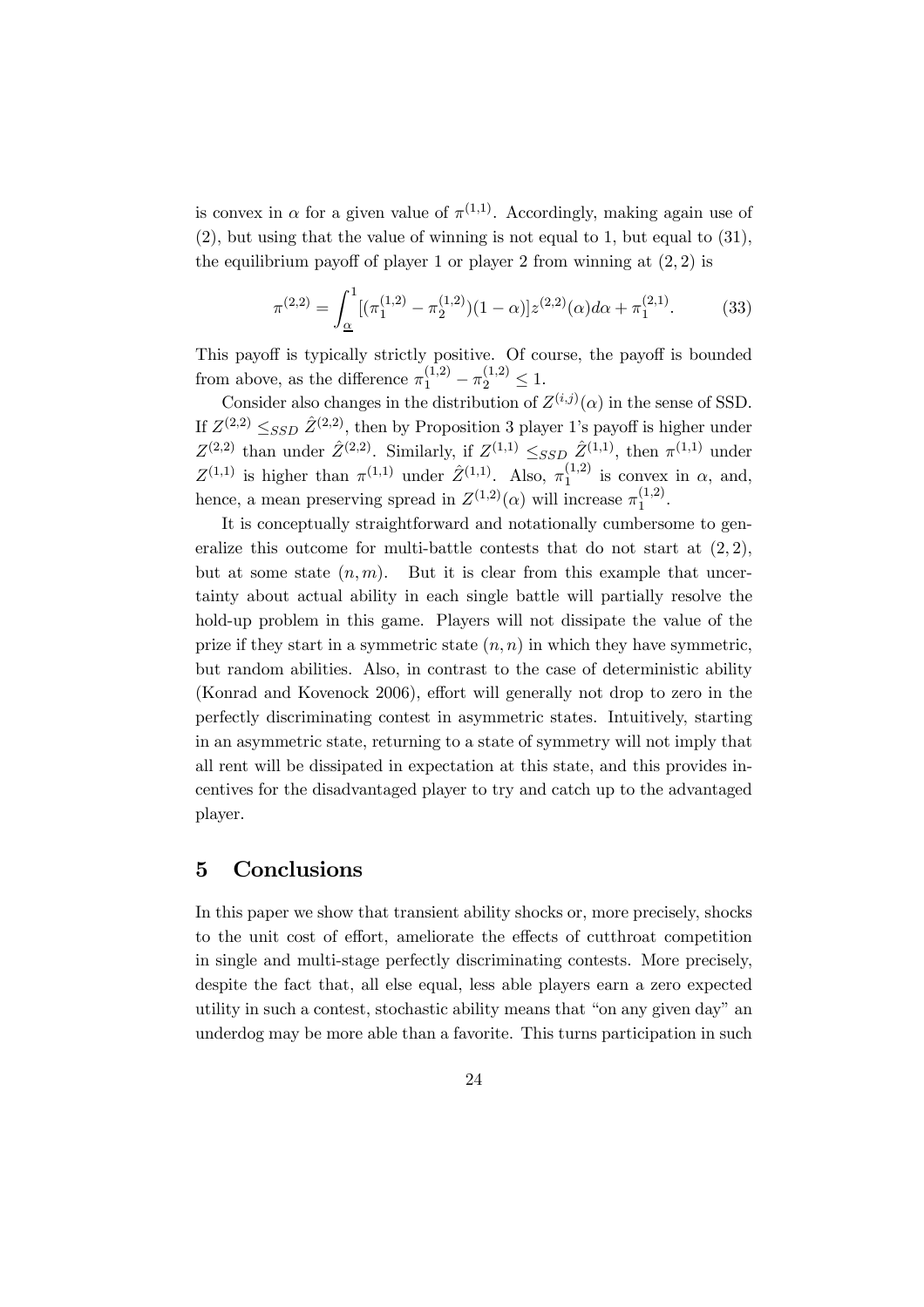is convex in $\alpha$ for a given value of $\pi^{(1,1)}$. Accordingly, making again use of (2), but using that the value of winning is not equal to 1, but equal to (31), the equilibrium payoff of player 1 or player 2 from winning at $(2,2)$ is

$$\pi^{(2,2)} = \int_{\underline{\alpha}}^{1} [(\pi_1^{(1,2)} - \pi_2^{(1,2)})(1-\alpha)] z^{(2,2)}(\alpha) d\alpha + \pi_1^{(2,1)}. \tag{33}$$

This payoff is typically strictly positive. Of course, the payoff is bounded from above, as the difference $\pi_1^{(1,2)} - \pi_2^{(1,2)} \leq 1$.

Consider also changes in the distribution of $Z^{(i,j)}(\alpha)$ in the sense of SSD. If $Z^{(2,2)} \leq_{SSD} \hat{Z}^{(2,2)}$, then by Proposition 3 player 1's payoff is higher under $Z^{(2,2)}$ than under $\hat{Z}^{(2,2)}$. Similarly, if $Z^{(1,1)} \leq_{SSD} \hat{Z}^{(1,1)}$, then $\pi^{(1,1)}$ under $Z^{(1,1)}$ is higher than $\pi^{(1,1)}$ under $\hat{Z}^{(1,1)}$. Also, $\pi_1^{(1,2)}$ is convex in $\alpha$, and, hence, a mean preserving spread in $Z^{(1,2)}(\alpha)$ will increase $\pi_1^{(1,2)}$.

It is conceptually straightforward and notationally cumbersome to generalize this outcome for multi-battle contests that do not start at $(2,2)$, but at some state $(n,m)$. But it is clear from this example that uncertainty about actual ability in each single battle will partially resolve the hold-up problem in this game. Players will not dissipate the value of the prize if they start in a symmetric state $(n,n)$ in which they have symmetric, but random abilities. Also, in contrast to the case of deterministic ability (Konrad and Kovenock 2006), effort will generally not drop to zero in the perfectly discriminating contest in asymmetric states. Intuitively, starting in an asymmetric state, returning to a state of symmetry will not imply that all rent will be dissipated in expectation at this state, and this provides incentives for the disadvantaged player to try and catch up to the advantaged player.

## 5 Conclusions

In this paper we show that transient ability shocks or, more precisely, shocks to the unit cost of effort, ameliorate the effects of cutthroat competition in single and multi-stage perfectly discriminating contests. More precisely, despite the fact that, all else equal, less able players earn a zero expected utility in such a contest, stochastic ability means that "on any given day" an underdog may be more able than a favorite. This turns participation in such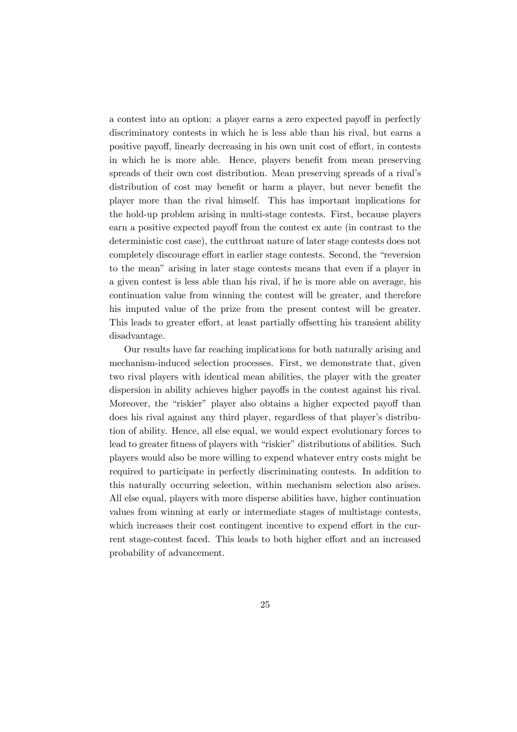a contest into an option: a player earns a zero expected payoff in perfectly discriminatory contests in which he is less able than his rival, but earns a positive payoff, linearly decreasing in his own unit cost of effort, in contests in which he is more able. Hence, players benefit from mean preserving spreads of their own cost distribution. Mean preserving spreads of a rival's distribution of cost may benefit or harm a player, but never benefit the player more than the rival himself. This has important implications for the hold-up problem arising in multi-stage contests. First, because players earn a positive expected payoff from the contest ex ante (in contrast to the deterministic cost case), the cutthroat nature of later stage contests does not completely discourage effort in earlier stage contests. Second, the "reversion to the mean" arising in later stage contests means that even if a player in a given contest is less able than his rival, if he is more able on average, his continuation value from winning the contest will be greater, and therefore his imputed value of the prize from the present contest will be greater. This leads to greater effort, at least partially offsetting his transient ability disadvantage.

Our results have far reaching implications for both naturally arising and mechanism-induced selection processes. First, we demonstrate that, given two rival players with identical mean abilities, the player with the greater dispersion in ability achieves higher payoffs in the contest against his rival. Moreover, the "riskier" player also obtains a higher expected payoff than does his rival against any third player, regardless of that player's distribution of ability. Hence, all else equal, we would expect evolutionary forces to lead to greater fitness of players with "riskier" distributions of abilities. Such players would also be more willing to expend whatever entry costs might be required to participate in perfectly discriminating contests. In addition to this naturally occurring selection, within mechanism selection also arises. All else equal, players with more disperse abilities have, higher continuation values from winning at early or intermediate stages of multistage contests, which increases their cost contingent incentive to expend effort in the current stage-contest faced. This leads to both higher effort and an increased probability of advancement.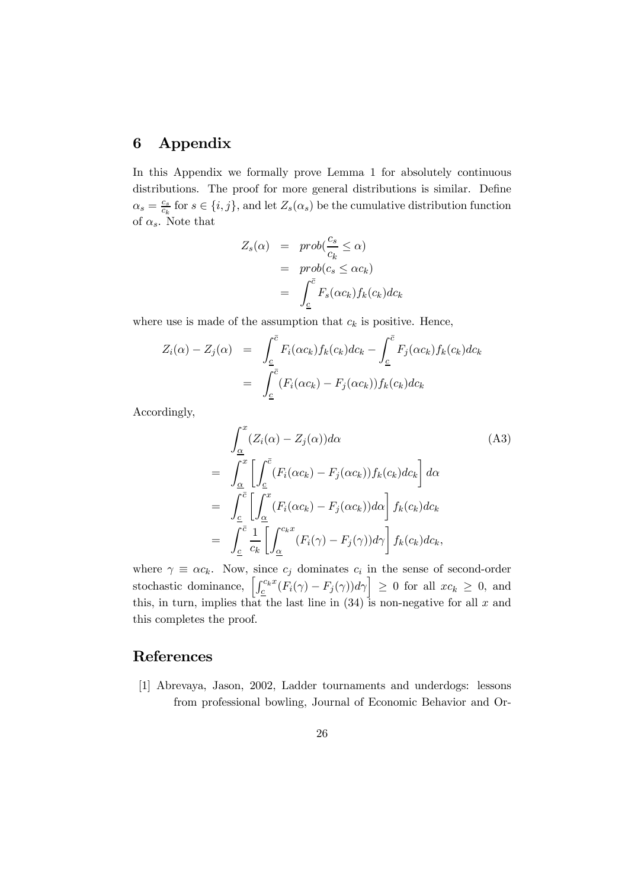## 6 Appendix

In this Appendix we formally prove Lemma 1 for absolutely continuous distributions. The proof for more general distributions is similar. Define $\alpha_s = \frac{c_s}{c_k}$ for $s \in \{i, j\}$, and let $Z_s(\alpha_s)$ be the cumulative distribution function of $\alpha_s$. Note that

$$\begin{aligned} Z_s(\alpha) &= prob(\frac{c_s}{c_k} \leq \alpha) \\ &= prob(c_s \leq \alpha c_k) \\ &= \int_{\underline{c}}^{\bar{c}} F_s(\alpha c_k) f_k(c_k) dc_k \end{aligned}$$

where use is made of the assumption that $c_k$ is positive. Hence,

$$\begin{aligned} Z_i(\alpha) - Z_j(\alpha) &= \int_{\underline{c}}^{\bar{c}} F_i(\alpha c_k) f_k(c_k) dc_k - \int_{\underline{c}}^{\bar{c}} F_j(\alpha c_k) f_k(c_k) dc_k \\ &= \int_{\underline{c}}^{\bar{c}} (F_i(\alpha c_k) - F_j(\alpha c_k)) f_k(c_k) dc_k \end{aligned}$$

Accordingly,

$$\begin{aligned} & \int_{\underline{\alpha}}^{x} (Z_i(\alpha) - Z_j(\alpha)) d\alpha \qquad \text{(A3)} \\ =& \int_{\underline{\alpha}}^{x} \left[ \int_{\underline{c}}^{\bar{c}} (F_i(\alpha c_k) - F_j(\alpha c_k)) f_k(c_k) dc_k \right] d\alpha \\ =& \int_{\underline{c}}^{\bar{c}} \left[ \int_{\underline{\alpha}}^{x} (F_i(\alpha c_k) - F_j(\alpha c_k)) d\alpha \right] f_k(c_k) dc_k \\ =& \int_{\underline{c}}^{\bar{c}} \frac{1}{c_k} \left[ \int_{\underline{\alpha}}^{c_k x} (F_i(\gamma) - F_j(\gamma)) d\gamma \right] f_k(c_k) dc_k, \end{aligned}$$

where $\gamma \equiv \alpha c_k$. Now, since $c_j$ dominates $c_i$ in the sense of second-order stochastic dominance, $\left[ \int_{\underline{c}}^{c_k x} (F_i(\gamma) - F_j(\gamma)) d\gamma \right] \geq 0$ for all $x c_k \geq 0$, and this, in turn, implies that the last line in (34) is non-negative for all $x$ and this completes the proof.

## References

[1] Abrevaya, Jason, 2002, Ladder tournaments and underdogs: lessons from professional bowling, Journal of Economic Behavior and Or-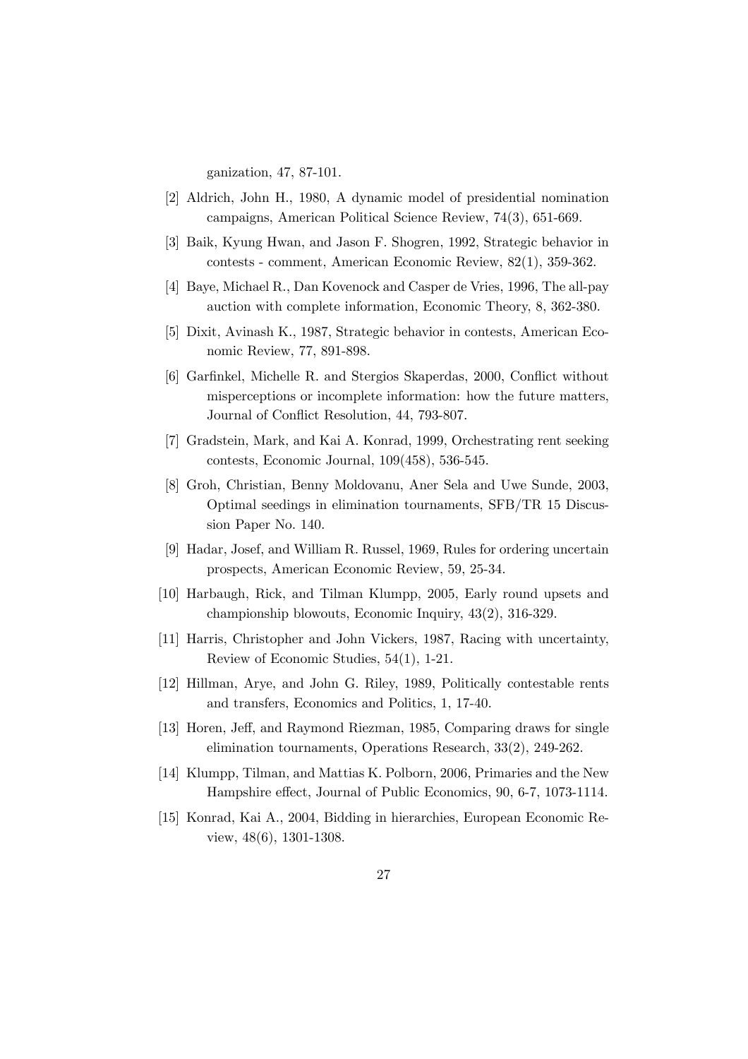ganization, 47, 87-101.

[2] Aldrich, John H., 1980, A dynamic model of presidential nomination campaigns, American Political Science Review, 74(3), 651-669.

[3] Baik, Kyung Hwan, and Jason F. Shogren, 1992, Strategic behavior in contests - comment, American Economic Review, 82(1), 359-362.

[4] Baye, Michael R., Dan Kovenock and Casper de Vries, 1996, The all-pay auction with complete information, Economic Theory, 8, 362-380.

[5] Dixit, Avinash K., 1987, Strategic behavior in contests, American Economic Review, 77, 891-898.

[6] Garfinkel, Michelle R. and Stergios Skaperdas, 2000, Conflict without misperceptions or incomplete information: how the future matters, Journal of Conflict Resolution, 44, 793-807.

[7] Gradstein, Mark, and Kai A. Konrad, 1999, Orchestrating rent seeking contests, Economic Journal, 109(458), 536-545.

[8] Groh, Christian, Benny Moldovanu, Aner Sela and Uwe Sunde, 2003, Optimal seedings in elimination tournaments, SFB/TR 15 Discussion Paper No. 140.

[9] Hadar, Josef, and William R. Russel, 1969, Rules for ordering uncertain prospects, American Economic Review, 59, 25-34.

[10] Harbaugh, Rick, and Tilman Klumpp, 2005, Early round upsets and championship blowouts, Economic Inquiry, 43(2), 316-329.

[11] Harris, Christopher and John Vickers, 1987, Racing with uncertainty, Review of Economic Studies, 54(1), 1-21.

[12] Hillman, Arye, and John G. Riley, 1989, Politically contestable rents and transfers, Economics and Politics, 1, 17-40.

[13] Horen, Jeff, and Raymond Riezman, 1985, Comparing draws for single elimination tournaments, Operations Research, 33(2), 249-262.

[14] Klumpp, Tilman, and Mattias K. Polborn, 2006, Primaries and the New Hampshire effect, Journal of Public Economics, 90, 6-7, 1073-1114.

[15] Konrad, Kai A., 2004, Bidding in hierarchies, European Economic Review, 48(6), 1301-1308.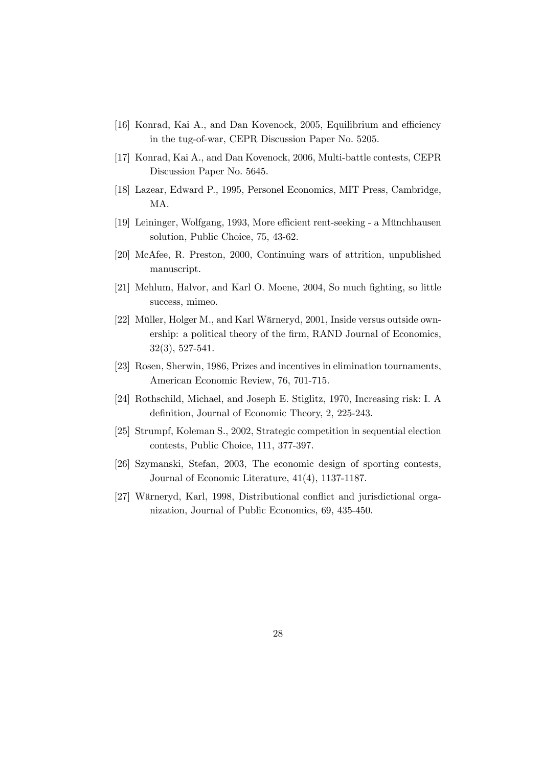[16] Konrad, Kai A., and Dan Kovenock, 2005, Equilibrium and efficiency in the tug-of-war, CEPR Discussion Paper No. 5205.

[17] Konrad, Kai A., and Dan Kovenock, 2006, Multi-battle contests, CEPR Discussion Paper No. 5645.

[18] Lazear, Edward P., 1995, Personel Economics, MIT Press, Cambridge, MA.

[19] Leininger, Wolfgang, 1993, More efficient rent-seeking - a Münchhausen solution, Public Choice, 75, 43-62.

[20] McAfee, R. Preston, 2000, Continuing wars of attrition, unpublished manuscript.

[21] Mehlum, Halvor, and Karl O. Moene, 2004, So much fighting, so little success, mimeo.

[22] Müller, Holger M., and Karl Wärneryd, 2001, Inside versus outside ownership: a political theory of the firm, RAND Journal of Economics, 32(3), 527-541.

[23] Rosen, Sherwin, 1986, Prizes and incentives in elimination tournaments, American Economic Review, 76, 701-715.

[24] Rothschild, Michael, and Joseph E. Stiglitz, 1970, Increasing risk: I. A definition, Journal of Economic Theory, 2, 225-243.

[25] Strumpf, Koleman S., 2002, Strategic competition in sequential election contests, Public Choice, 111, 377-397.

[26] Szymanski, Stefan, 2003, The economic design of sporting contests, Journal of Economic Literature, 41(4), 1137-1187.

[27] Wärneryd, Karl, 1998, Distributional conflict and jurisdictional organization, Journal of Public Economics, 69, 435-450.